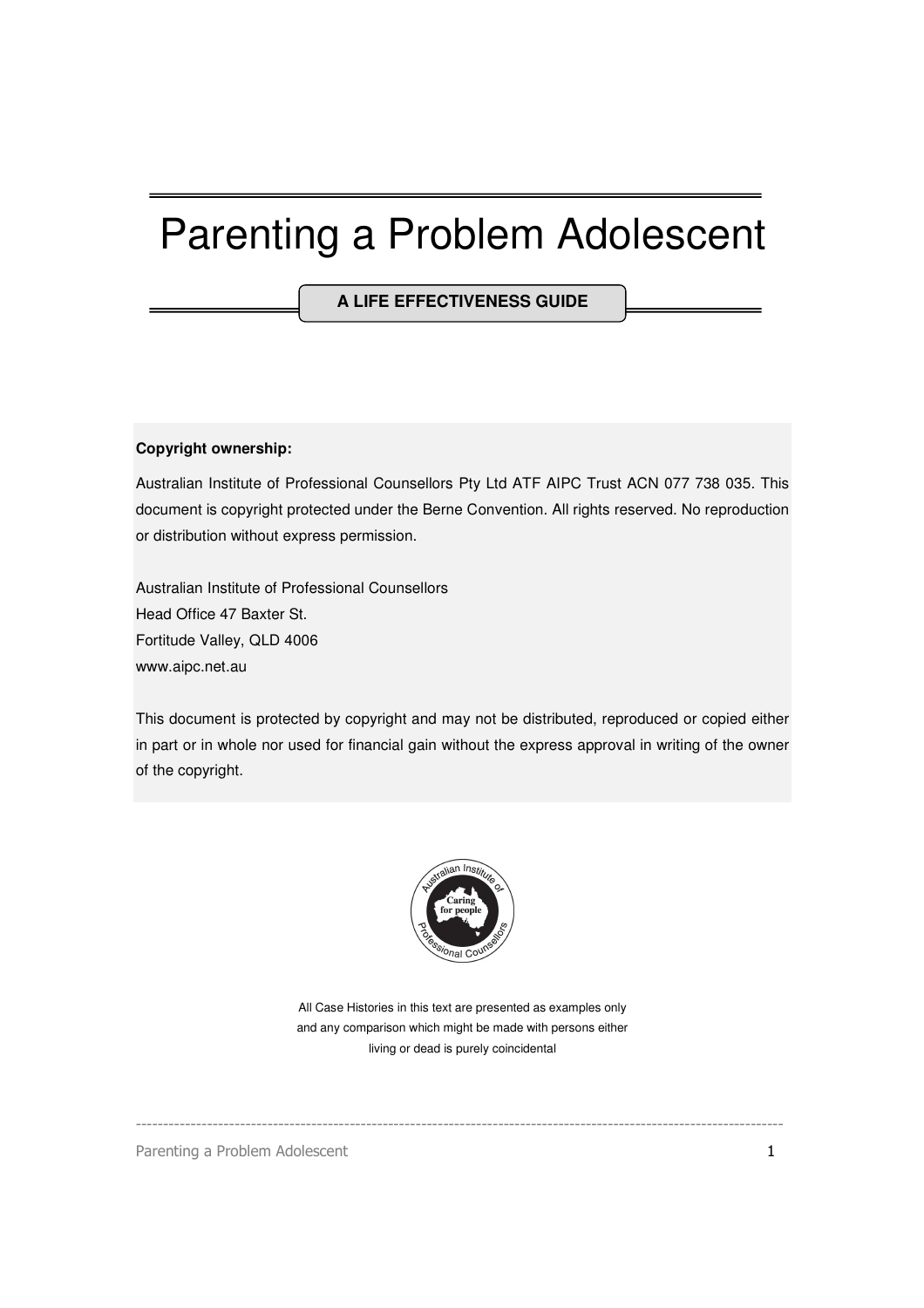# Parenting a Problem Adolescent

**A LIFE EFFECTIVENESS GUIDE**

**Copyright ownership:**

Australian Institute of Professional Counsellors Pty Ltd ATF AIPC Trust ACN 077 738 035. This document is copyright protected under the Berne Convention. All rights reserved. No reproduction or distribution without express permission.

Australian Institute of Professional Counsellors
Head Office 47 Baxter St.
Fortitude Valley, QLD 4006
www.aipc.net.au

This document is protected by copyright and may not be distributed, reproduced or copied either in part or in whole nor used for financial gain without the express approval in writing of the owner of the copyright.

All Case Histories in this text are presented as examples only and any comparison which might be made with persons either living or dead is purely coincidental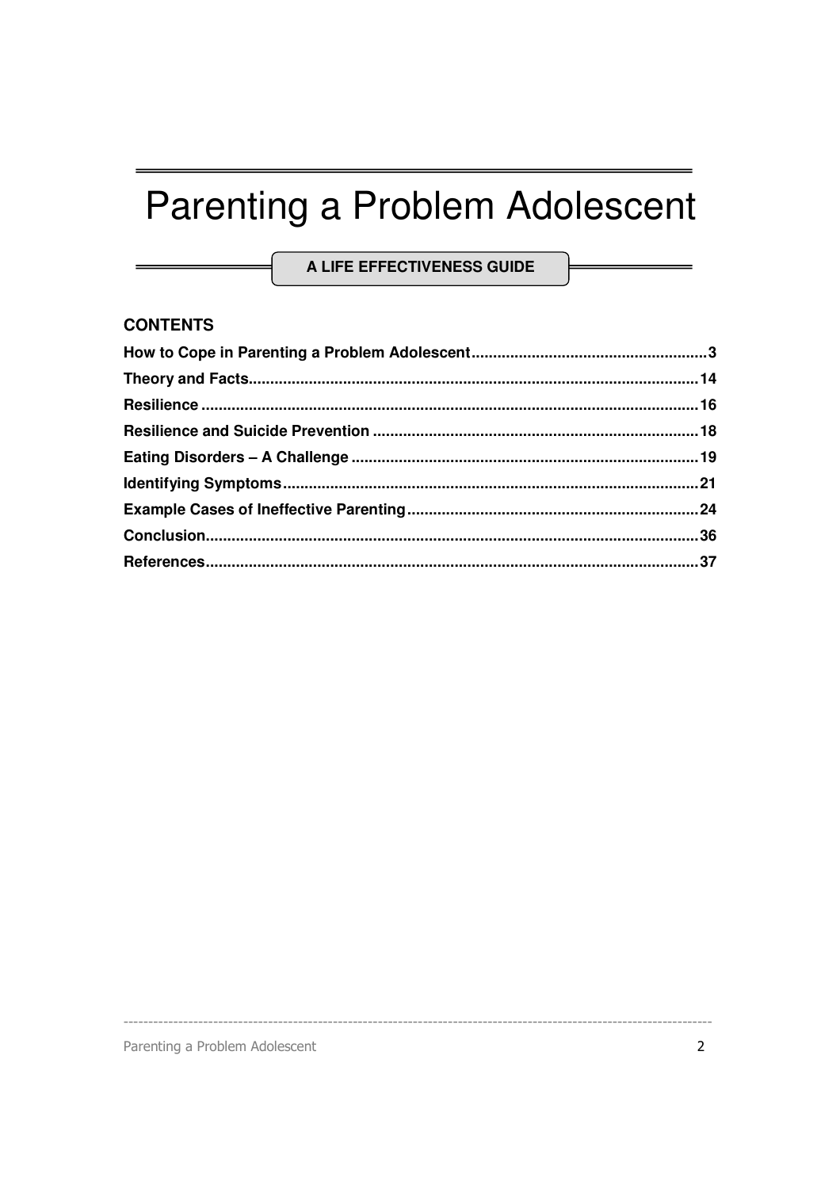# Parenting a Problem Adolescent

**A LIFE EFFECTIVENESS GUIDE**

## CONTENTS

**How to Cope in Parenting a Problem Adolescent....................................................3**
**Theory and Facts.....................................................................................................14**
**Resilience.................................................................................................................16**
**Resilience and Suicide Prevention.........................................................................18**
**Eating Disorders – A Challenge..............................................................................19**
**Identifying Symptoms..............................................................................................21**
**Example Cases of Ineffective Parenting.................................................................24**
**Conclusion................................................................................................................36**
**References................................................................................................................37**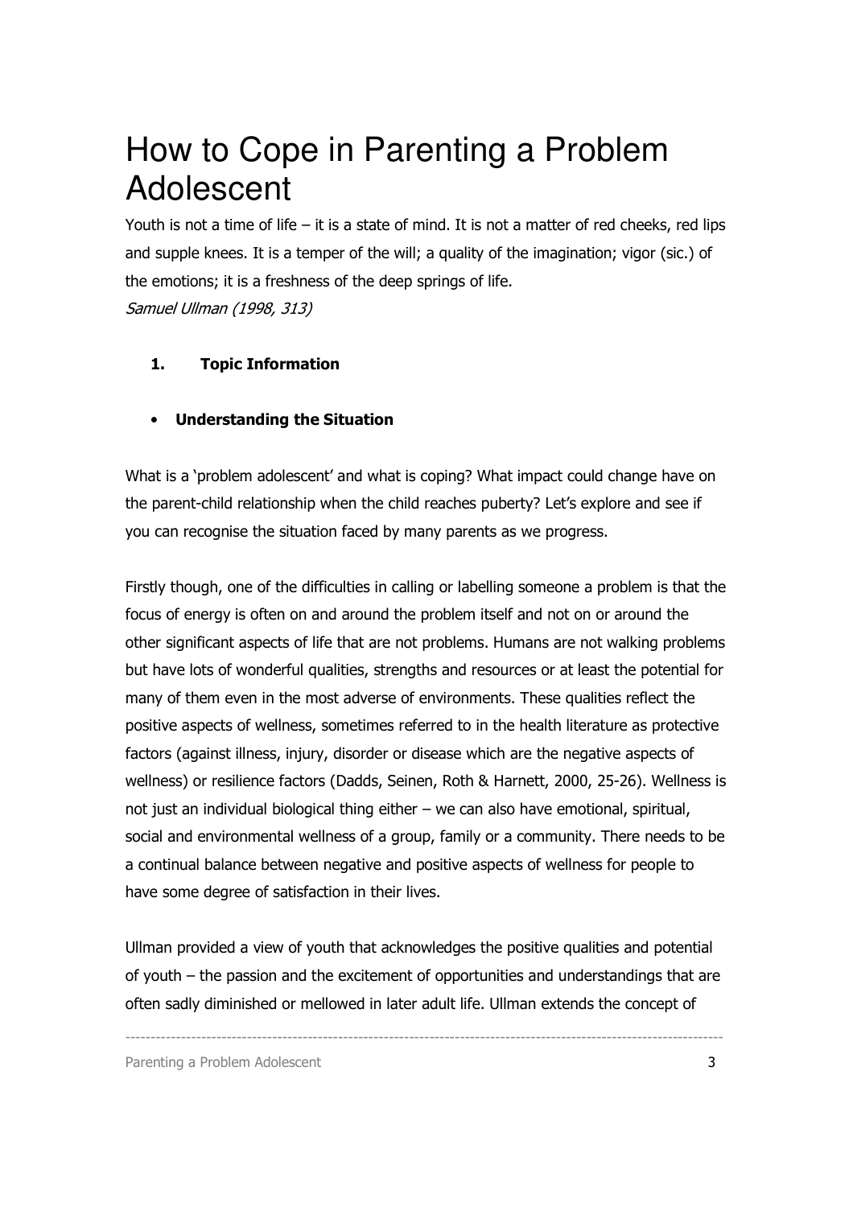# How to Cope in Parenting a Problem Adolescent

Youth is not a time of life – it is a state of mind. It is not a matter of red cheeks, red lips and supple knees. It is a temper of the will; a quality of the imagination; vigor (sic.) of the emotions; it is a freshness of the deep springs of life.
*Samuel Ullman (1998, 313)*

## 1. Topic Information

- **Understanding the Situation**

What is a 'problem adolescent' and what is coping? What impact could change have on the parent-child relationship when the child reaches puberty? Let's explore and see if you can recognise the situation faced by many parents as we progress.

Firstly though, one of the difficulties in calling or labelling someone a problem is that the focus of energy is often on and around the problem itself and not on or around the other significant aspects of life that are not problems. Humans are not walking problems but have lots of wonderful qualities, strengths and resources or at least the potential for many of them even in the most adverse of environments. These qualities reflect the positive aspects of wellness, sometimes referred to in the health literature as protective factors (against illness, injury, disorder or disease which are the negative aspects of wellness) or resilience factors (Dadds, Seinen, Roth & Harnett, 2000, 25-26). Wellness is not just an individual biological thing either – we can also have emotional, spiritual, social and environmental wellness of a group, family or a community. There needs to be a continual balance between negative and positive aspects of wellness for people to have some degree of satisfaction in their lives.

Ullman provided a view of youth that acknowledges the positive qualities and potential of youth – the passion and the excitement of opportunities and understandings that are often sadly diminished or mellowed in later adult life. Ullman extends the concept of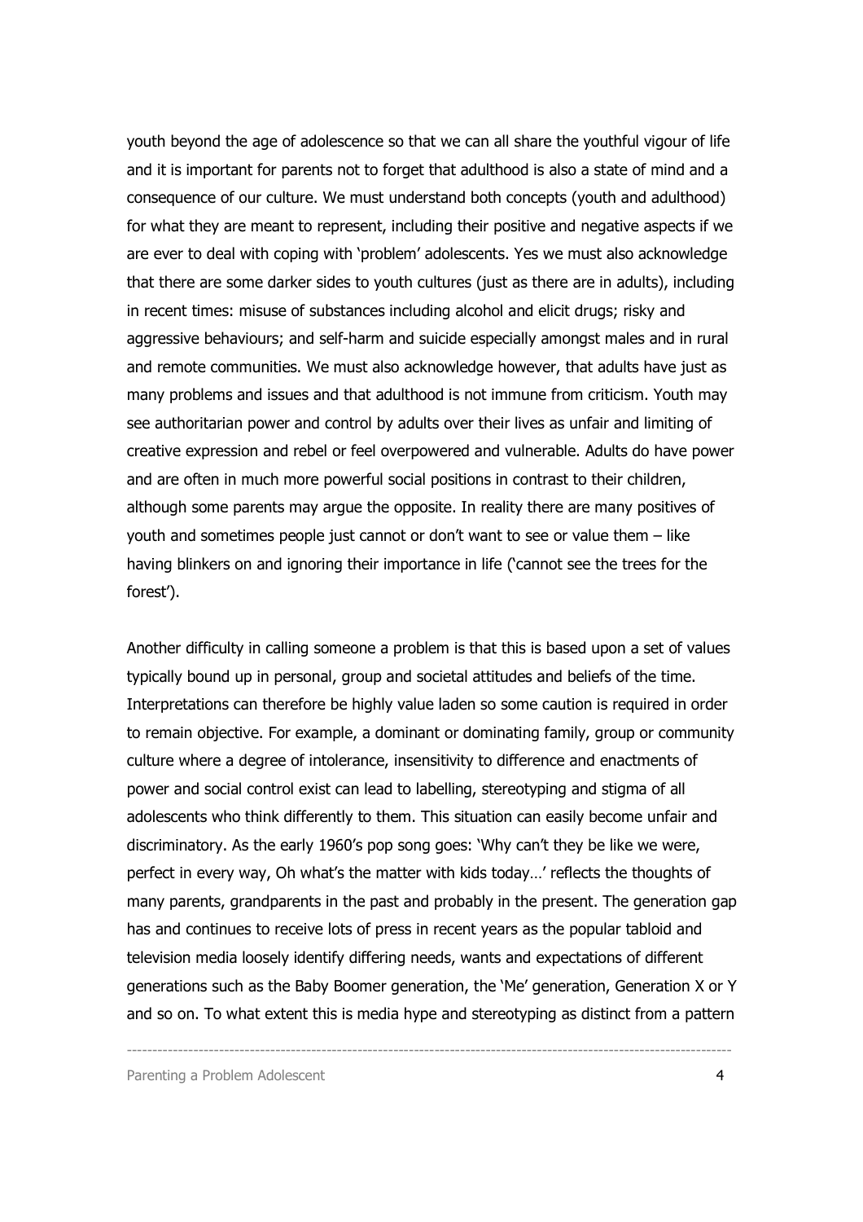youth beyond the age of adolescence so that we can all share the youthful vigour of life and it is important for parents not to forget that adulthood is also a state of mind and a consequence of our culture. We must understand both concepts (youth and adulthood) for what they are meant to represent, including their positive and negative aspects if we are ever to deal with coping with 'problem' adolescents. Yes we must also acknowledge that there are some darker sides to youth cultures (just as there are in adults), including in recent times: misuse of substances including alcohol and elicit drugs; risky and aggressive behaviours; and self-harm and suicide especially amongst males and in rural and remote communities. We must also acknowledge however, that adults have just as many problems and issues and that adulthood is not immune from criticism. Youth may see authoritarian power and control by adults over their lives as unfair and limiting of creative expression and rebel or feel overpowered and vulnerable. Adults do have power and are often in much more powerful social positions in contrast to their children, although some parents may argue the opposite. In reality there are many positives of youth and sometimes people just cannot or don't want to see or value them – like having blinkers on and ignoring their importance in life ('cannot see the trees for the forest').

Another difficulty in calling someone a problem is that this is based upon a set of values typically bound up in personal, group and societal attitudes and beliefs of the time. Interpretations can therefore be highly value laden so some caution is required in order to remain objective. For example, a dominant or dominating family, group or community culture where a degree of intolerance, insensitivity to difference and enactments of power and social control exist can lead to labelling, stereotyping and stigma of all adolescents who think differently to them. This situation can easily become unfair and discriminatory. As the early 1960's pop song goes: 'Why can't they be like we were, perfect in every way, Oh what's the matter with kids today…' reflects the thoughts of many parents, grandparents in the past and probably in the present. The generation gap has and continues to receive lots of press in recent years as the popular tabloid and television media loosely identify differing needs, wants and expectations of different generations such as the Baby Boomer generation, the 'Me' generation, Generation X or Y and so on. To what extent this is media hype and stereotyping as distinct from a pattern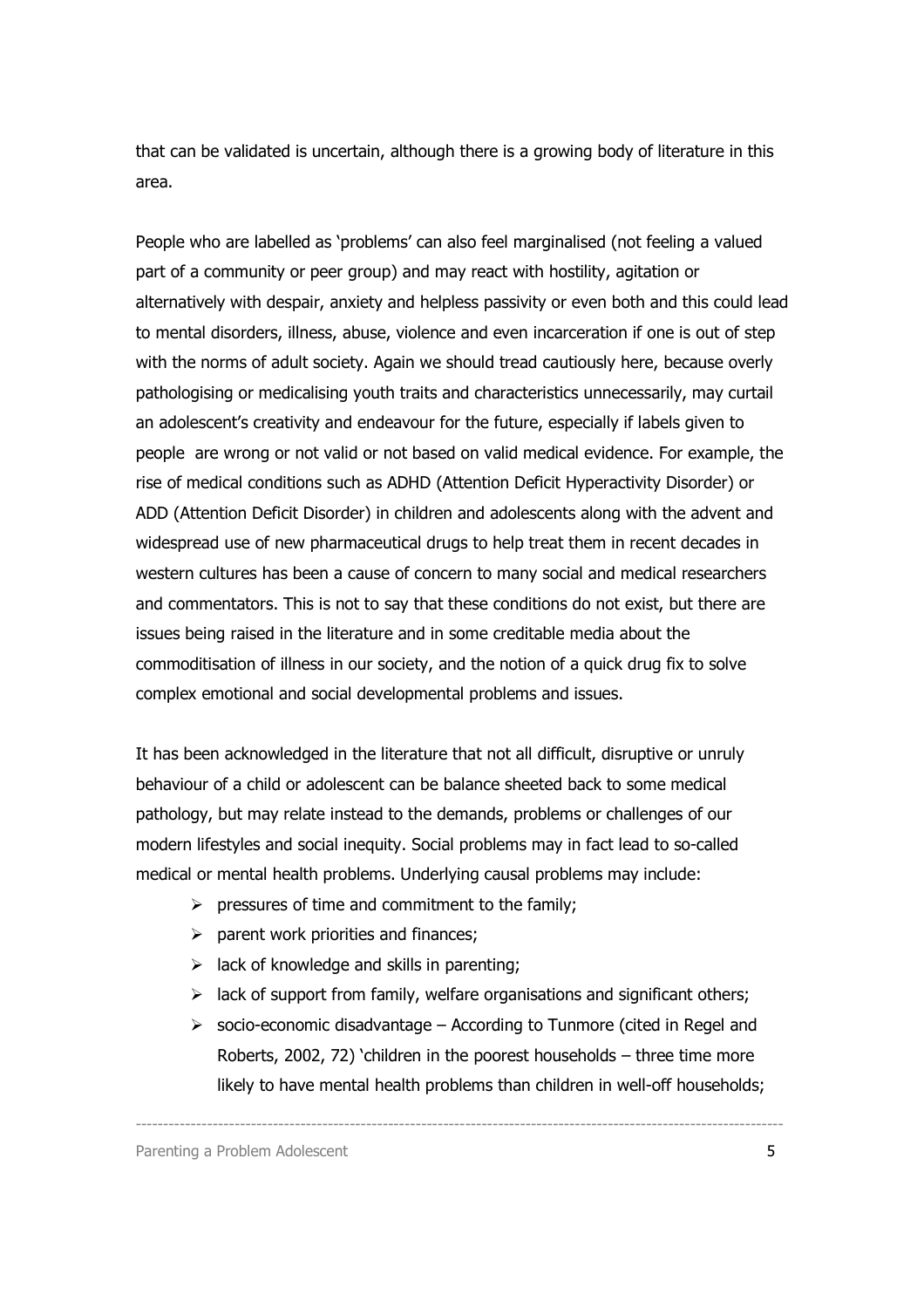that can be validated is uncertain, although there is a growing body of literature in this area.

People who are labelled as 'problems' can also feel marginalised (not feeling a valued part of a community or peer group) and may react with hostility, agitation or alternatively with despair, anxiety and helpless passivity or even both and this could lead to mental disorders, illness, abuse, violence and even incarceration if one is out of step with the norms of adult society. Again we should tread cautiously here, because overly pathologising or medicalising youth traits and characteristics unnecessarily, may curtail an adolescent's creativity and endeavour for the future, especially if labels given to people are wrong or not valid or not based on valid medical evidence. For example, the rise of medical conditions such as ADHD (Attention Deficit Hyperactivity Disorder) or ADD (Attention Deficit Disorder) in children and adolescents along with the advent and widespread use of new pharmaceutical drugs to help treat them in recent decades in western cultures has been a cause of concern to many social and medical researchers and commentators. This is not to say that these conditions do not exist, but there are issues being raised in the literature and in some creditable media about the commoditisation of illness in our society, and the notion of a quick drug fix to solve complex emotional and social developmental problems and issues.

It has been acknowledged in the literature that not all difficult, disruptive or unruly behaviour of a child or adolescent can be balance sheeted back to some medical pathology, but may relate instead to the demands, problems or challenges of our modern lifestyles and social inequity. Social problems may in fact lead to so-called medical or mental health problems. Underlying causal problems may include:

- pressures of time and commitment to the family;
- parent work priorities and finances;
- lack of knowledge and skills in parenting;
- lack of support from family, welfare organisations and significant others;
- socio-economic disadvantage – According to Tunmore (cited in Regel and Roberts, 2002, 72) 'children in the poorest households – three time more likely to have mental health problems than children in well-off households;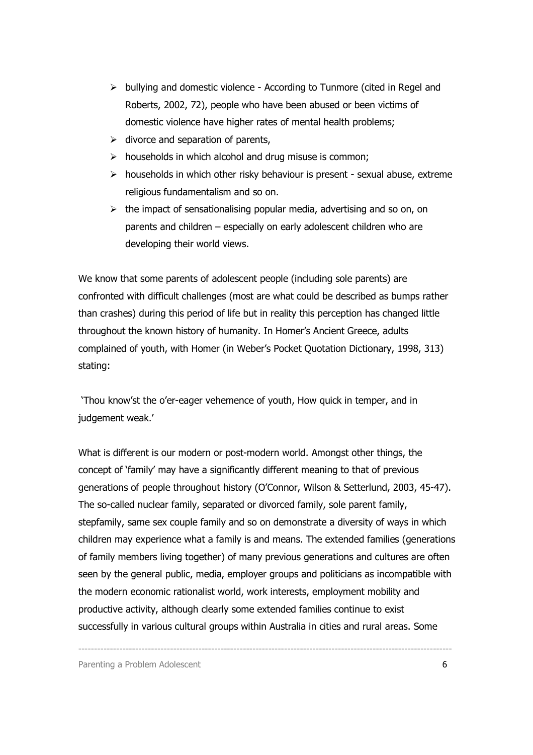- bullying and domestic violence - According to Tunmore (cited in Regel and Roberts, 2002, 72), people who have been abused or been victims of domestic violence have higher rates of mental health problems;
- divorce and separation of parents,
- households in which alcohol and drug misuse is common;
- households in which other risky behaviour is present - sexual abuse, extreme religious fundamentalism and so on.
- the impact of sensationalising popular media, advertising and so on, on parents and children – especially on early adolescent children who are developing their world views.

We know that some parents of adolescent people (including sole parents) are confronted with difficult challenges (most are what could be described as bumps rather than crashes) during this period of life but in reality this perception has changed little throughout the known history of humanity. In Homer's Ancient Greece, adults complained of youth, with Homer (in Weber's Pocket Quotation Dictionary, 1998, 313) stating:

'Thou know'st the o'er-eager vehemence of youth, How quick in temper, and in judgement weak.'

What is different is our modern or post-modern world. Amongst other things, the concept of 'family' may have a significantly different meaning to that of previous generations of people throughout history (O'Connor, Wilson & Setterlund, 2003, 45-47). The so-called nuclear family, separated or divorced family, sole parent family, stepfamily, same sex couple family and so on demonstrate a diversity of ways in which children may experience what a family is and means. The extended families (generations of family members living together) of many previous generations and cultures are often seen by the general public, media, employer groups and politicians as incompatible with the modern economic rationalist world, work interests, employment mobility and productive activity, although clearly some extended families continue to exist successfully in various cultural groups within Australia in cities and rural areas. Some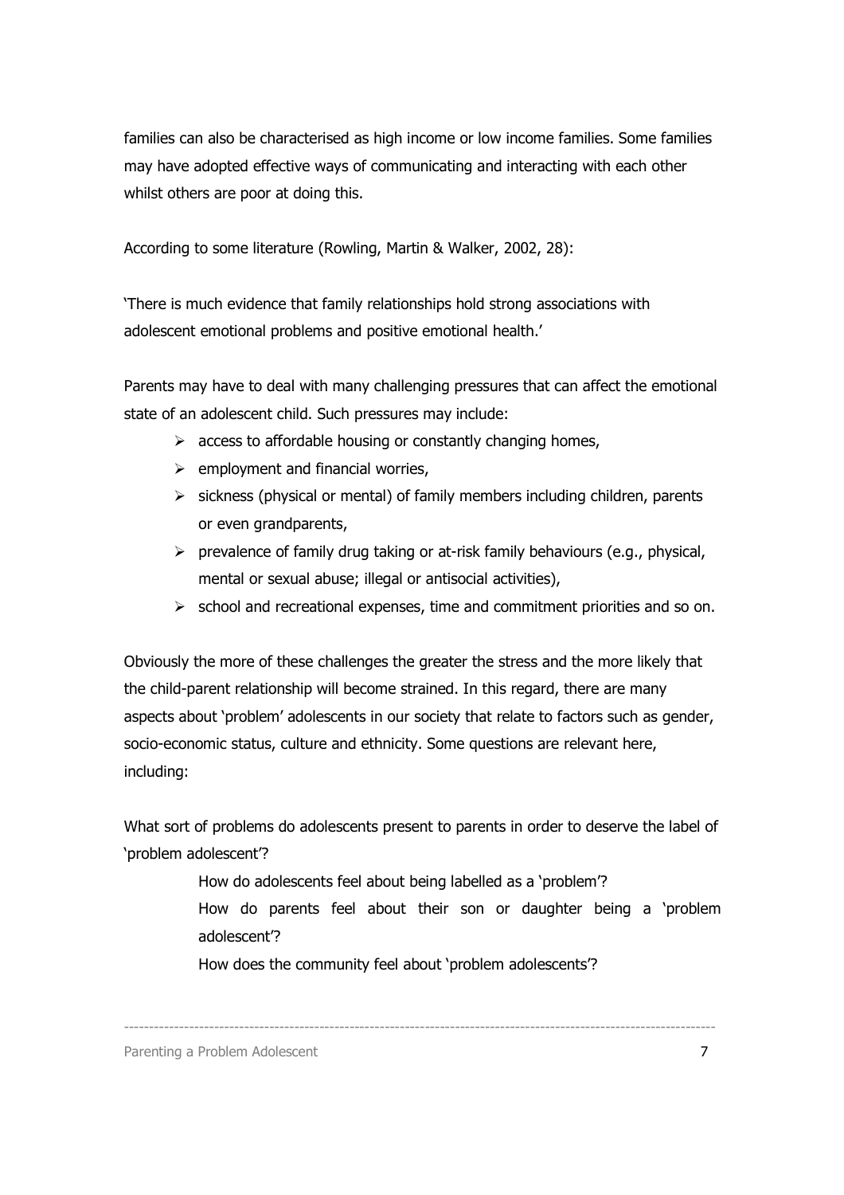families can also be characterised as high income or low income families. Some families may have adopted effective ways of communicating and interacting with each other whilst others are poor at doing this.

According to some literature (Rowling, Martin & Walker, 2002, 28):

'There is much evidence that family relationships hold strong associations with adolescent emotional problems and positive emotional health.'

Parents may have to deal with many challenging pressures that can affect the emotional state of an adolescent child. Such pressures may include:

- access to affordable housing or constantly changing homes,
- employment and financial worries,
- sickness (physical or mental) of family members including children, parents or even grandparents,
- prevalence of family drug taking or at-risk family behaviours (e.g., physical, mental or sexual abuse; illegal or antisocial activities),
- school and recreational expenses, time and commitment priorities and so on.

Obviously the more of these challenges the greater the stress and the more likely that the child-parent relationship will become strained. In this regard, there are many aspects about 'problem' adolescents in our society that relate to factors such as gender, socio-economic status, culture and ethnicity. Some questions are relevant here, including:

What sort of problems do adolescents present to parents in order to deserve the label of 'problem adolescent'?

> How do adolescents feel about being labelled as a 'problem'?
>
> How do parents feel about their son or daughter being a 'problem adolescent'?
>
> How does the community feel about 'problem adolescents'?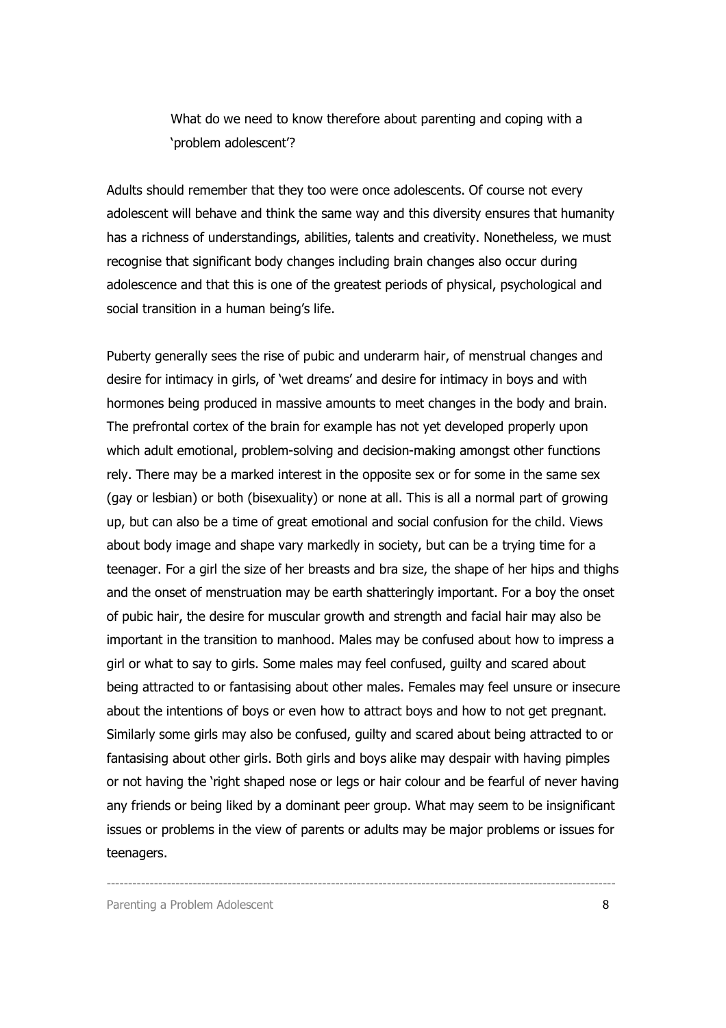> What do we need to know therefore about parenting and coping with a 'problem adolescent'?

Adults should remember that they too were once adolescents. Of course not every adolescent will behave and think the same way and this diversity ensures that humanity has a richness of understandings, abilities, talents and creativity. Nonetheless, we must recognise that significant body changes including brain changes also occur during adolescence and that this is one of the greatest periods of physical, psychological and social transition in a human being's life.

Puberty generally sees the rise of pubic and underarm hair, of menstrual changes and desire for intimacy in girls, of 'wet dreams' and desire for intimacy in boys and with hormones being produced in massive amounts to meet changes in the body and brain. The prefrontal cortex of the brain for example has not yet developed properly upon which adult emotional, problem-solving and decision-making amongst other functions rely. There may be a marked interest in the opposite sex or for some in the same sex (gay or lesbian) or both (bisexuality) or none at all. This is all a normal part of growing up, but can also be a time of great emotional and social confusion for the child. Views about body image and shape vary markedly in society, but can be a trying time for a teenager. For a girl the size of her breasts and bra size, the shape of her hips and thighs and the onset of menstruation may be earth shatteringly important. For a boy the onset of pubic hair, the desire for muscular growth and strength and facial hair may also be important in the transition to manhood. Males may be confused about how to impress a girl or what to say to girls. Some males may feel confused, guilty and scared about being attracted to or fantasising about other males. Females may feel unsure or insecure about the intentions of boys or even how to attract boys and how to not get pregnant. Similarly some girls may also be confused, guilty and scared about being attracted to or fantasising about other girls. Both girls and boys alike may despair with having pimples or not having the 'right shaped nose or legs or hair colour and be fearful of never having any friends or being liked by a dominant peer group. What may seem to be insignificant issues or problems in the view of parents or adults may be major problems or issues for teenagers.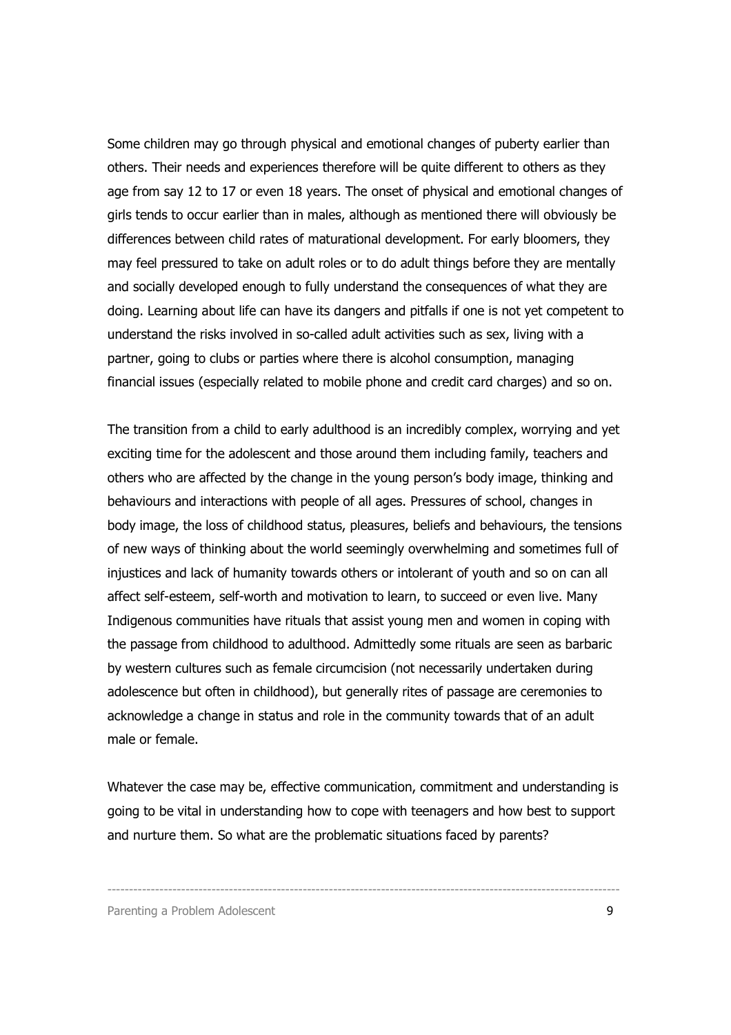Some children may go through physical and emotional changes of puberty earlier than others. Their needs and experiences therefore will be quite different to others as they age from say 12 to 17 or even 18 years. The onset of physical and emotional changes of girls tends to occur earlier than in males, although as mentioned there will obviously be differences between child rates of maturational development. For early bloomers, they may feel pressured to take on adult roles or to do adult things before they are mentally and socially developed enough to fully understand the consequences of what they are doing. Learning about life can have its dangers and pitfalls if one is not yet competent to understand the risks involved in so-called adult activities such as sex, living with a partner, going to clubs or parties where there is alcohol consumption, managing financial issues (especially related to mobile phone and credit card charges) and so on.

The transition from a child to early adulthood is an incredibly complex, worrying and yet exciting time for the adolescent and those around them including family, teachers and others who are affected by the change in the young person's body image, thinking and behaviours and interactions with people of all ages. Pressures of school, changes in body image, the loss of childhood status, pleasures, beliefs and behaviours, the tensions of new ways of thinking about the world seemingly overwhelming and sometimes full of injustices and lack of humanity towards others or intolerant of youth and so on can all affect self-esteem, self-worth and motivation to learn, to succeed or even live. Many Indigenous communities have rituals that assist young men and women in coping with the passage from childhood to adulthood. Admittedly some rituals are seen as barbaric by western cultures such as female circumcision (not necessarily undertaken during adolescence but often in childhood), but generally rites of passage are ceremonies to acknowledge a change in status and role in the community towards that of an adult male or female.

Whatever the case may be, effective communication, commitment and understanding is going to be vital in understanding how to cope with teenagers and how best to support and nurture them. So what are the problematic situations faced by parents?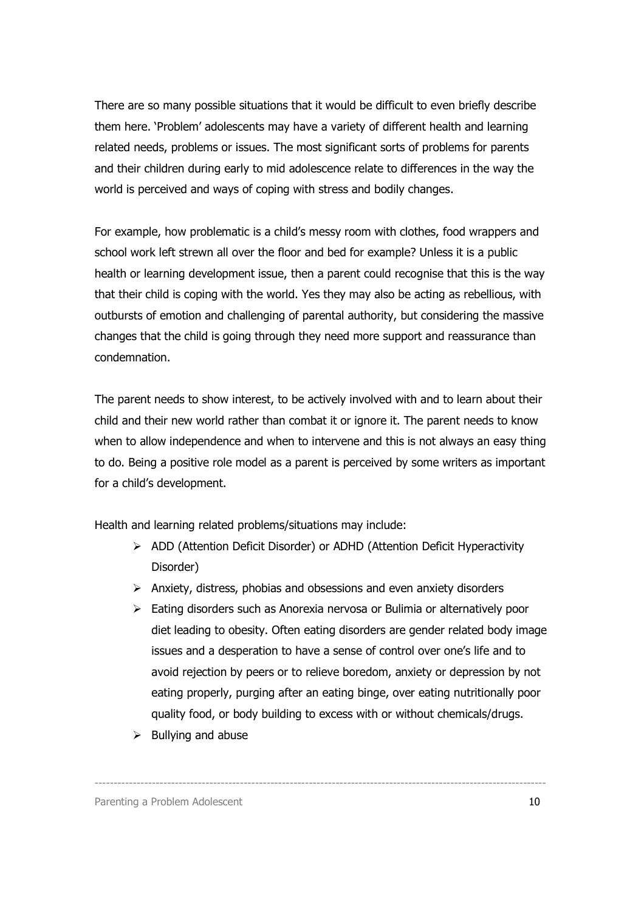There are so many possible situations that it would be difficult to even briefly describe them here. 'Problem' adolescents may have a variety of different health and learning related needs, problems or issues. The most significant sorts of problems for parents and their children during early to mid adolescence relate to differences in the way the world is perceived and ways of coping with stress and bodily changes.

For example, how problematic is a child's messy room with clothes, food wrappers and school work left strewn all over the floor and bed for example? Unless it is a public health or learning development issue, then a parent could recognise that this is the way that their child is coping with the world. Yes they may also be acting as rebellious, with outbursts of emotion and challenging of parental authority, but considering the massive changes that the child is going through they need more support and reassurance than condemnation.

The parent needs to show interest, to be actively involved with and to learn about their child and their new world rather than combat it or ignore it. The parent needs to know when to allow independence and when to intervene and this is not always an easy thing to do. Being a positive role model as a parent is perceived by some writers as important for a child's development.

Health and learning related problems/situations may include:

- ADD (Attention Deficit Disorder) or ADHD (Attention Deficit Hyperactivity Disorder)
- Anxiety, distress, phobias and obsessions and even anxiety disorders
- Eating disorders such as Anorexia nervosa or Bulimia or alternatively poor diet leading to obesity. Often eating disorders are gender related body image issues and a desperation to have a sense of control over one's life and to avoid rejection by peers or to relieve boredom, anxiety or depression by not eating properly, purging after an eating binge, over eating nutritionally poor quality food, or body building to excess with or without chemicals/drugs.
- Bullying and abuse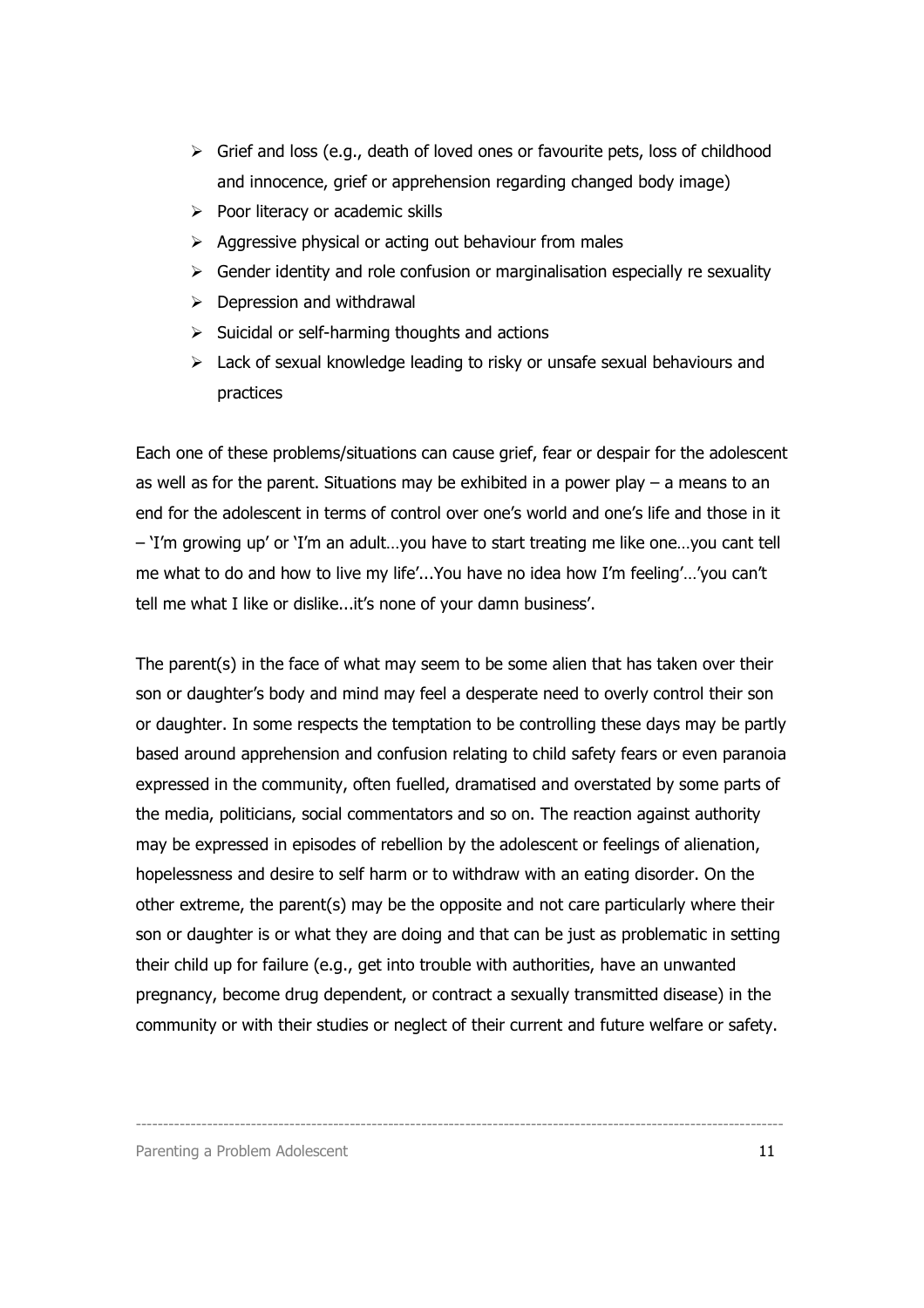- Grief and loss (e.g., death of loved ones or favourite pets, loss of childhood and innocence, grief or apprehension regarding changed body image)
- Poor literacy or academic skills
- Aggressive physical or acting out behaviour from males
- Gender identity and role confusion or marginalisation especially re sexuality
- Depression and withdrawal
- Suicidal or self-harming thoughts and actions
- Lack of sexual knowledge leading to risky or unsafe sexual behaviours and practices

Each one of these problems/situations can cause grief, fear or despair for the adolescent as well as for the parent. Situations may be exhibited in a power play – a means to an end for the adolescent in terms of control over one's world and one's life and those in it – 'I'm growing up' or 'I'm an adult…you have to start treating me like one…you cant tell me what to do and how to live my life'...You have no idea how I'm feeling'…'you can't tell me what I like or dislike...it's none of your damn business'.

The parent(s) in the face of what may seem to be some alien that has taken over their son or daughter's body and mind may feel a desperate need to overly control their son or daughter. In some respects the temptation to be controlling these days may be partly based around apprehension and confusion relating to child safety fears or even paranoia expressed in the community, often fuelled, dramatised and overstated by some parts of the media, politicians, social commentators and so on. The reaction against authority may be expressed in episodes of rebellion by the adolescent or feelings of alienation, hopelessness and desire to self harm or to withdraw with an eating disorder. On the other extreme, the parent(s) may be the opposite and not care particularly where their son or daughter is or what they are doing and that can be just as problematic in setting their child up for failure (e.g., get into trouble with authorities, have an unwanted pregnancy, become drug dependent, or contract a sexually transmitted disease) in the community or with their studies or neglect of their current and future welfare or safety.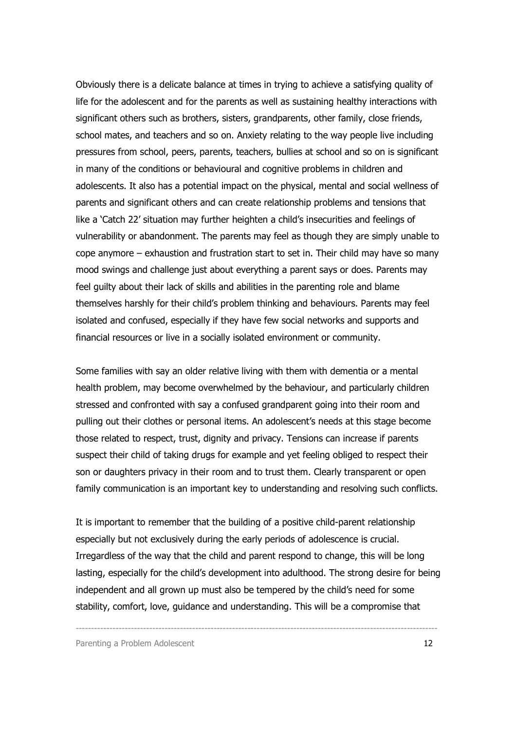Obviously there is a delicate balance at times in trying to achieve a satisfying quality of life for the adolescent and for the parents as well as sustaining healthy interactions with significant others such as brothers, sisters, grandparents, other family, close friends, school mates, and teachers and so on. Anxiety relating to the way people live including pressures from school, peers, parents, teachers, bullies at school and so on is significant in many of the conditions or behavioural and cognitive problems in children and adolescents. It also has a potential impact on the physical, mental and social wellness of parents and significant others and can create relationship problems and tensions that like a 'Catch 22' situation may further heighten a child's insecurities and feelings of vulnerability or abandonment. The parents may feel as though they are simply unable to cope anymore – exhaustion and frustration start to set in. Their child may have so many mood swings and challenge just about everything a parent says or does. Parents may feel guilty about their lack of skills and abilities in the parenting role and blame themselves harshly for their child's problem thinking and behaviours. Parents may feel isolated and confused, especially if they have few social networks and supports and financial resources or live in a socially isolated environment or community.

Some families with say an older relative living with them with dementia or a mental health problem, may become overwhelmed by the behaviour, and particularly children stressed and confronted with say a confused grandparent going into their room and pulling out their clothes or personal items. An adolescent's needs at this stage become those related to respect, trust, dignity and privacy. Tensions can increase if parents suspect their child of taking drugs for example and yet feeling obliged to respect their son or daughters privacy in their room and to trust them. Clearly transparent or open family communication is an important key to understanding and resolving such conflicts.

It is important to remember that the building of a positive child-parent relationship especially but not exclusively during the early periods of adolescence is crucial. Irregardless of the way that the child and parent respond to change, this will be long lasting, especially for the child's development into adulthood. The strong desire for being independent and all grown up must also be tempered by the child's need for some stability, comfort, love, guidance and understanding. This will be a compromise that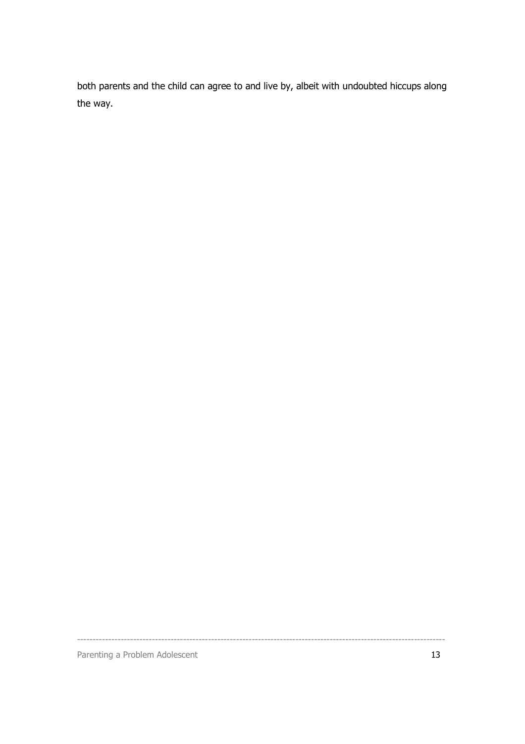both parents and the child can agree to and live by, albeit with undoubted hiccups along the way.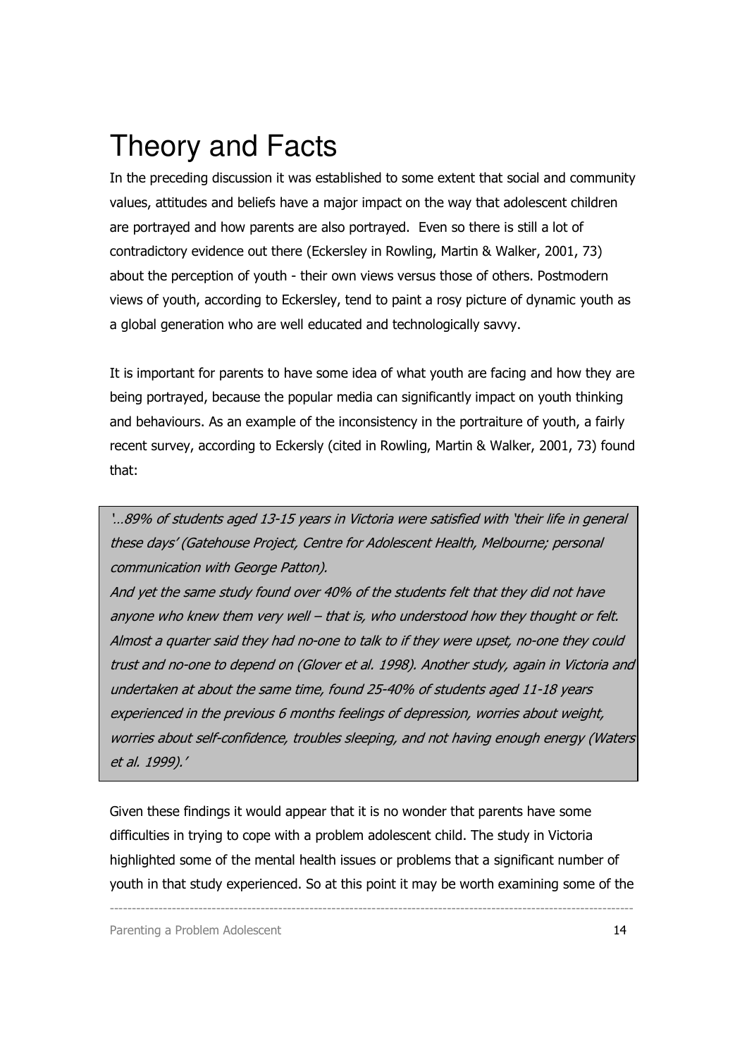# Theory and Facts

In the preceding discussion it was established to some extent that social and community values, attitudes and beliefs have a major impact on the way that adolescent children are portrayed and how parents are also portrayed. Even so there is still a lot of contradictory evidence out there (Eckersley in Rowling, Martin & Walker, 2001, 73) about the perception of youth - their own views versus those of others. Postmodern views of youth, according to Eckersley, tend to paint a rosy picture of dynamic youth as a global generation who are well educated and technologically savvy.

It is important for parents to have some idea of what youth are facing and how they are being portrayed, because the popular media can significantly impact on youth thinking and behaviours. As an example of the inconsistency in the portraiture of youth, a fairly recent survey, according to Eckersly (cited in Rowling, Martin & Walker, 2001, 73) found that:

> *'…89% of students aged 13-15 years in Victoria were satisfied with 'their life in general these days' (Gatehouse Project, Centre for Adolescent Health, Melbourne; personal communication with George Patton).*
> *And yet the same study found over 40% of the students felt that they did not have anyone who knew them very well – that is, who understood how they thought or felt. Almost a quarter said they had no-one to talk to if they were upset, no-one they could trust and no-one to depend on (Glover et al. 1998). Another study, again in Victoria and undertaken at about the same time, found 25-40% of students aged 11-18 years experienced in the previous 6 months feelings of depression, worries about weight, worries about self-confidence, troubles sleeping, and not having enough energy (Waters et al. 1999).'*

Given these findings it would appear that it is no wonder that parents have some difficulties in trying to cope with a problem adolescent child. The study in Victoria highlighted some of the mental health issues or problems that a significant number of youth in that study experienced. So at this point it may be worth examining some of the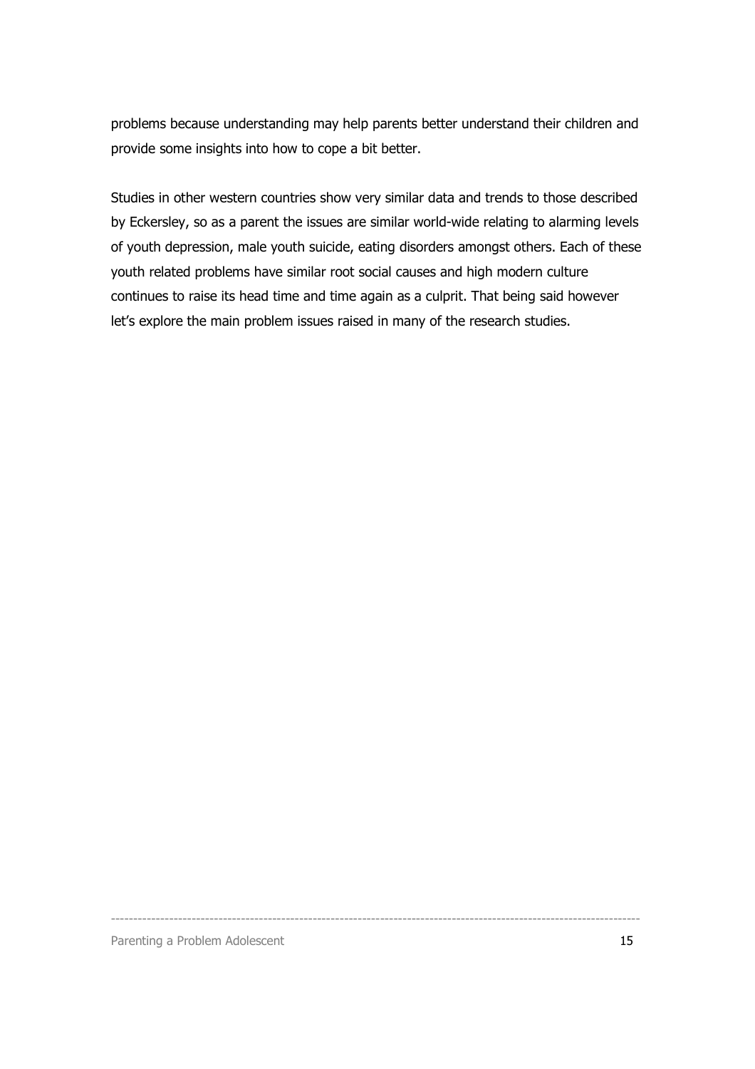problems because understanding may help parents better understand their children and provide some insights into how to cope a bit better.

Studies in other western countries show very similar data and trends to those described by Eckersley, so as a parent the issues are similar world-wide relating to alarming levels of youth depression, male youth suicide, eating disorders amongst others. Each of these youth related problems have similar root social causes and high modern culture continues to raise its head time and time again as a culprit. That being said however let's explore the main problem issues raised in many of the research studies.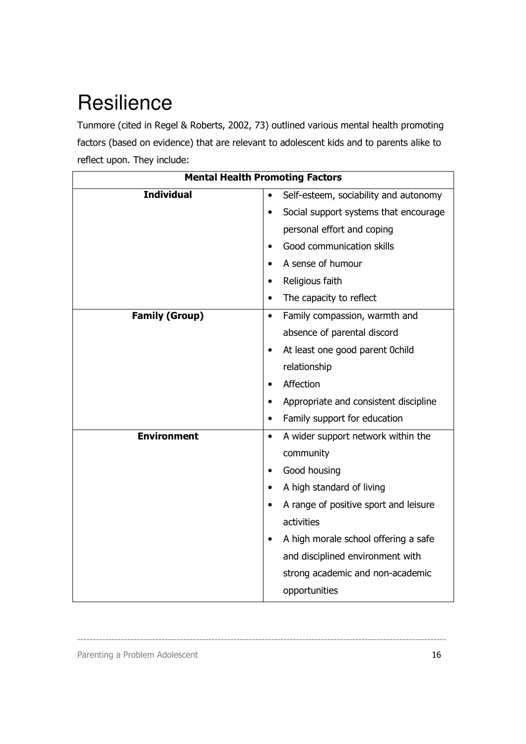# Resilience

Tunmore (cited in Regel & Roberts, 2002, 73) outlined various mental health promoting factors (based on evidence) that are relevant to adolescent kids and to parents alike to reflect upon. They include:

| **Mental Health Promoting Factors** | |
|---|---|
| **Individual** | • Self-esteem, sociability and autonomy<br>• Social support systems that encourage personal effort and coping<br>• Good communication skills<br>• A sense of humour<br>• Religious faith<br>• The capacity to reflect |
| **Family (Group)** | • Family compassion, warmth and absence of parental discord<br>• At least one good parent 0child relationship<br>• Affection<br>• Appropriate and consistent discipline<br>• Family support for education |
| **Environment** | • A wider support network within the community<br>• Good housing<br>• A high standard of living<br>• A range of positive sport and leisure activities<br>• A high morale school offering a safe and disciplined environment with strong academic and non-academic opportunities |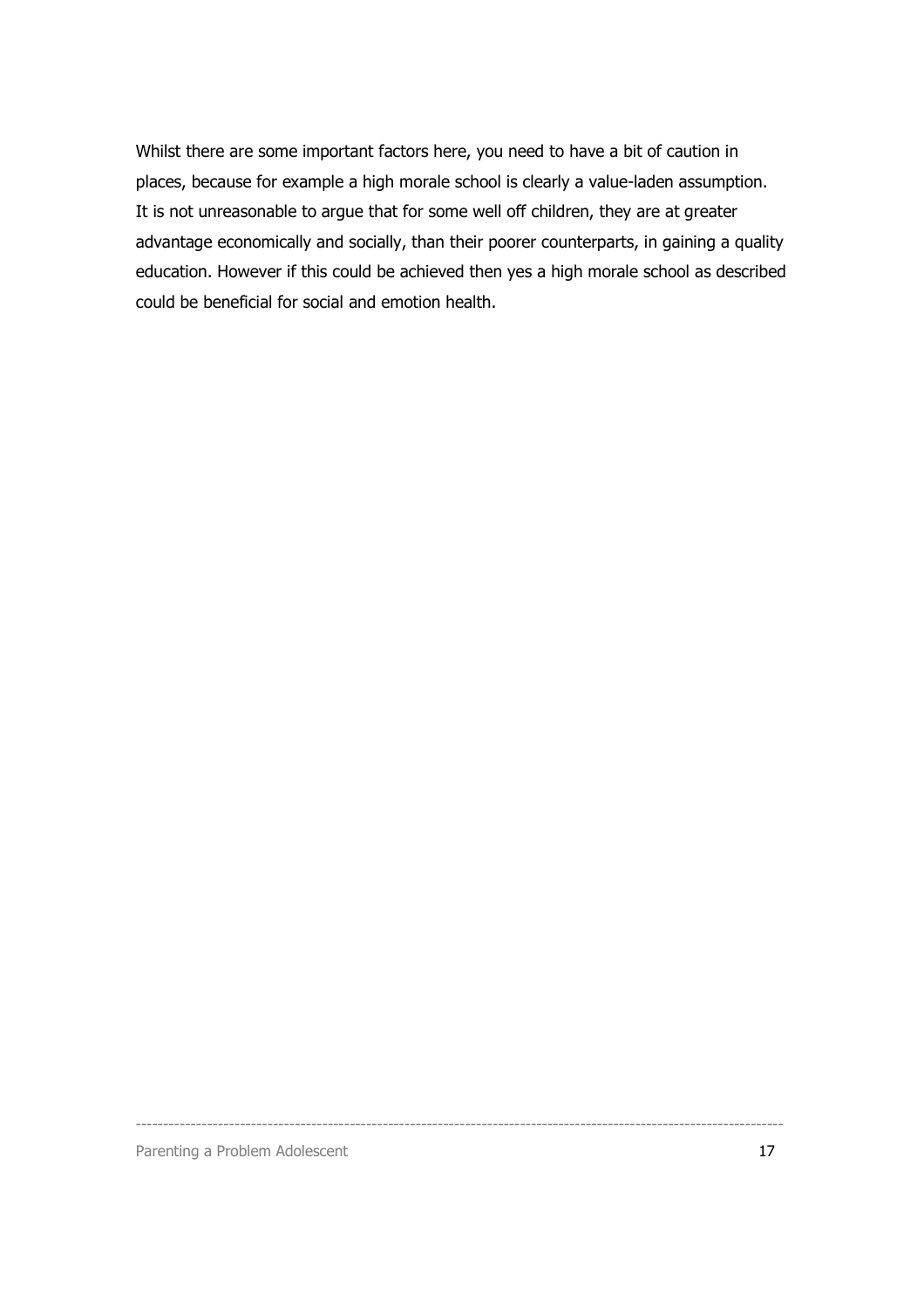Whilst there are some important factors here, you need to have a bit of caution in places, because for example a high morale school is clearly a value-laden assumption. It is not unreasonable to argue that for some well off children, they are at greater advantage economically and socially, than their poorer counterparts, in gaining a quality education. However if this could be achieved then yes a high morale school as described could be beneficial for social and emotion health.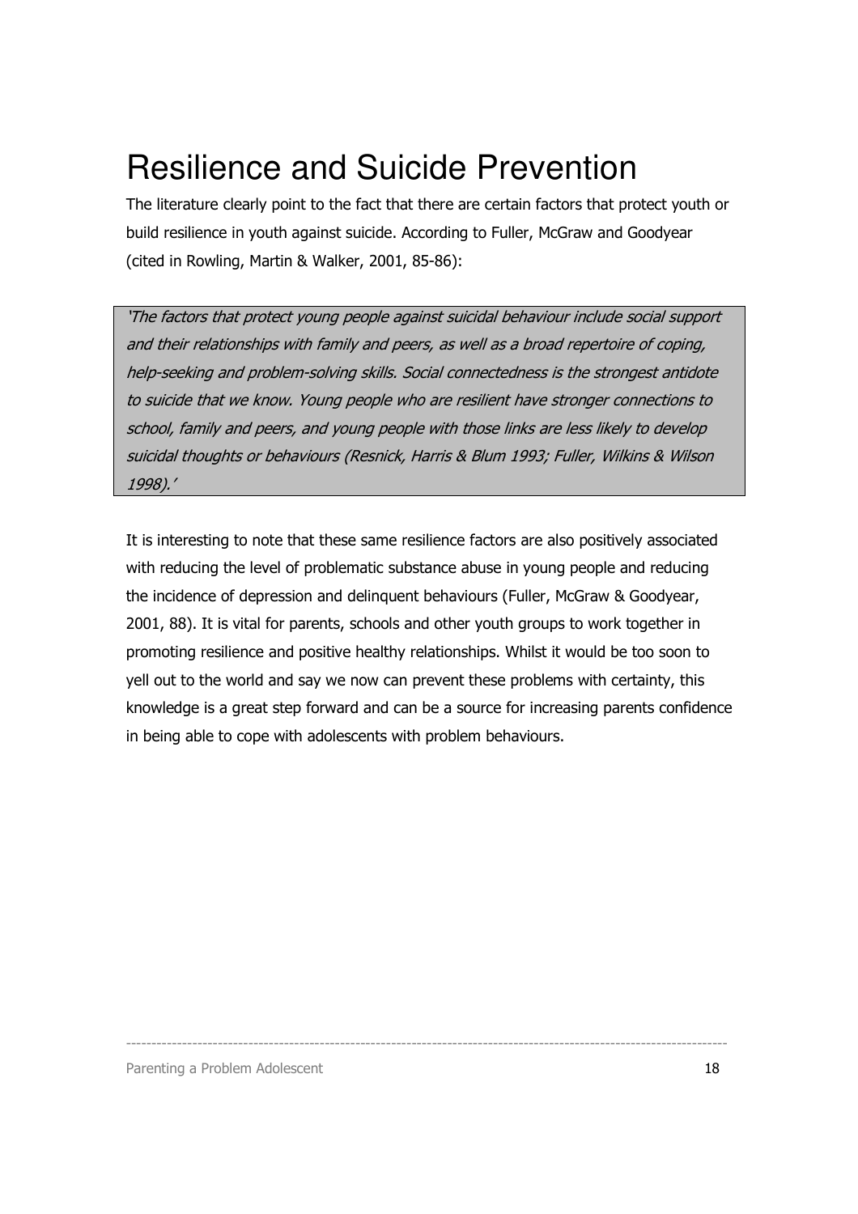# Resilience and Suicide Prevention

The literature clearly point to the fact that there are certain factors that protect youth or build resilience in youth against suicide. According to Fuller, McGraw and Goodyear (cited in Rowling, Martin & Walker, 2001, 85-86):

> *'The factors that protect young people against suicidal behaviour include social support and their relationships with family and peers, as well as a broad repertoire of coping, help-seeking and problem-solving skills. Social connectedness is the strongest antidote to suicide that we know. Young people who are resilient have stronger connections to school, family and peers, and young people with those links are less likely to develop suicidal thoughts or behaviours (Resnick, Harris & Blum 1993; Fuller, Wilkins & Wilson 1998).'*

It is interesting to note that these same resilience factors are also positively associated with reducing the level of problematic substance abuse in young people and reducing the incidence of depression and delinquent behaviours (Fuller, McGraw & Goodyear, 2001, 88). It is vital for parents, schools and other youth groups to work together in promoting resilience and positive healthy relationships. Whilst it would be too soon to yell out to the world and say we now can prevent these problems with certainty, this knowledge is a great step forward and can be a source for increasing parents confidence in being able to cope with adolescents with problem behaviours.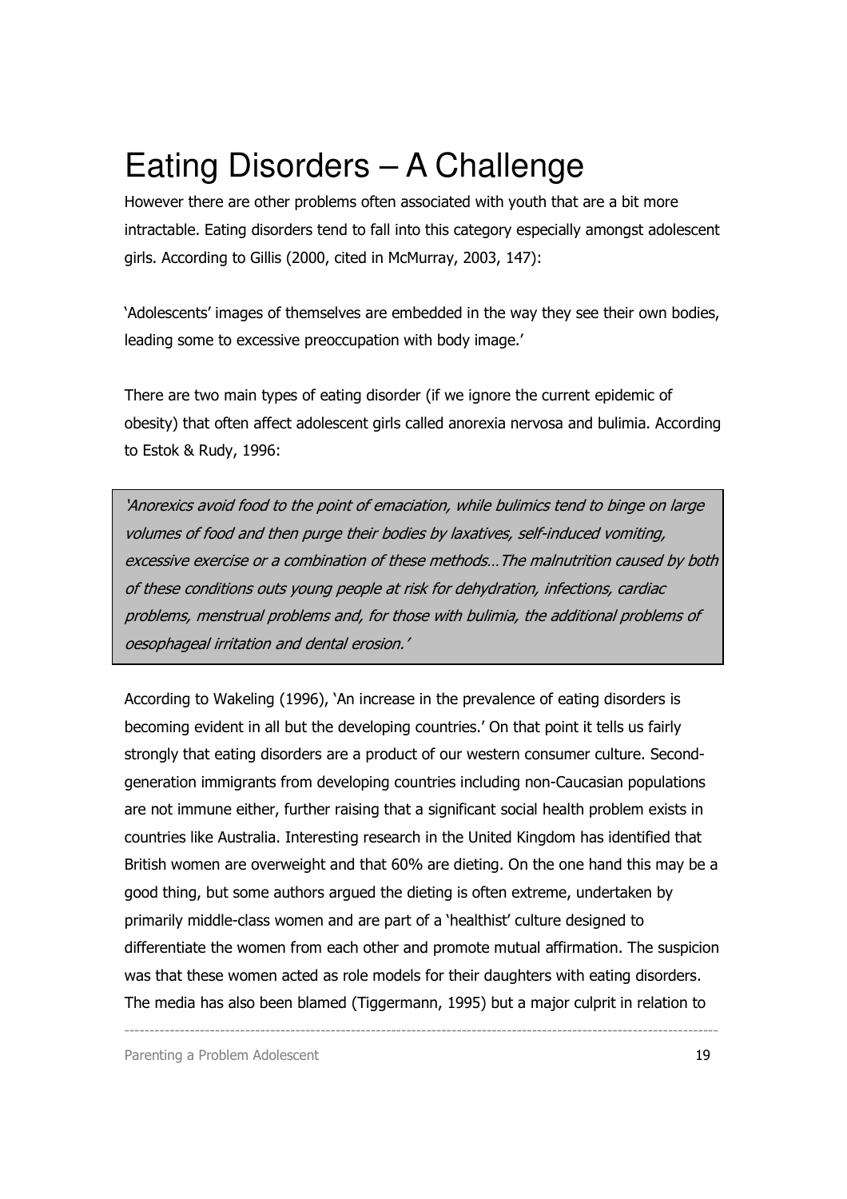# Eating Disorders – A Challenge

However there are other problems often associated with youth that are a bit more intractable. Eating disorders tend to fall into this category especially amongst adolescent girls. According to Gillis (2000, cited in McMurray, 2003, 147):

'Adolescents' images of themselves are embedded in the way they see their own bodies, leading some to excessive preoccupation with body image.'

There are two main types of eating disorder (if we ignore the current epidemic of obesity) that often affect adolescent girls called anorexia nervosa and bulimia. According to Estok & Rudy, 1996:

> *'Anorexics avoid food to the point of emaciation, while bulimics tend to binge on large volumes of food and then purge their bodies by laxatives, self-induced vomiting, excessive exercise or a combination of these methods…The malnutrition caused by both of these conditions outs young people at risk for dehydration, infections, cardiac problems, menstrual problems and, for those with bulimia, the additional problems of oesophageal irritation and dental erosion.'*

According to Wakeling (1996), 'An increase in the prevalence of eating disorders is becoming evident in all but the developing countries.' On that point it tells us fairly strongly that eating disorders are a product of our western consumer culture. Second-generation immigrants from developing countries including non-Caucasian populations are not immune either, further raising that a significant social health problem exists in countries like Australia. Interesting research in the United Kingdom has identified that British women are overweight and that 60% are dieting. On the one hand this may be a good thing, but some authors argued the dieting is often extreme, undertaken by primarily middle-class women and are part of a 'healthist' culture designed to differentiate the women from each other and promote mutual affirmation. The suspicion was that these women acted as role models for their daughters with eating disorders. The media has also been blamed (Tiggermann, 1995) but a major culprit in relation to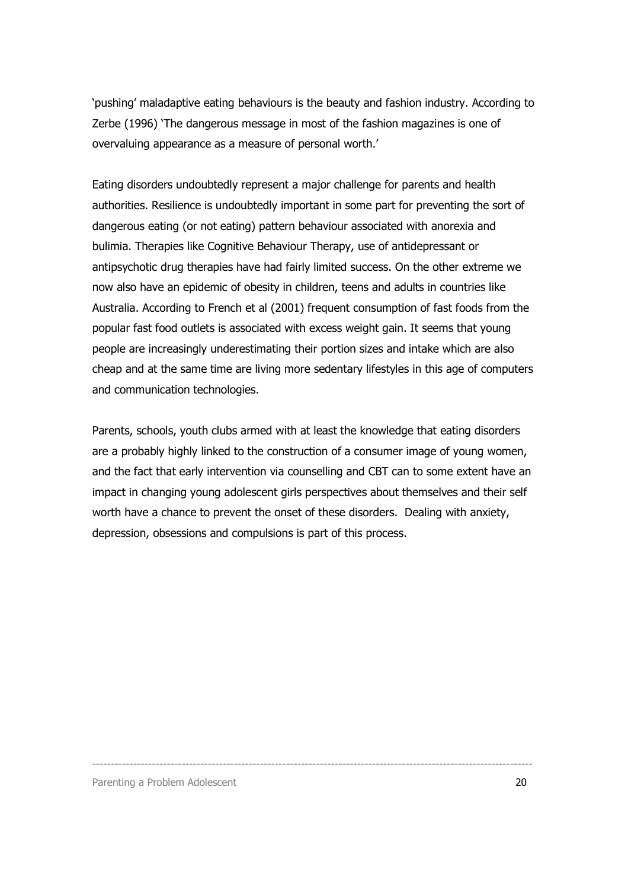'pushing' maladaptive eating behaviours is the beauty and fashion industry. According to Zerbe (1996) 'The dangerous message in most of the fashion magazines is one of overvaluing appearance as a measure of personal worth.'

Eating disorders undoubtedly represent a major challenge for parents and health authorities. Resilience is undoubtedly important in some part for preventing the sort of dangerous eating (or not eating) pattern behaviour associated with anorexia and bulimia. Therapies like Cognitive Behaviour Therapy, use of antidepressant or antipsychotic drug therapies have had fairly limited success. On the other extreme we now also have an epidemic of obesity in children, teens and adults in countries like Australia. According to French et al (2001) frequent consumption of fast foods from the popular fast food outlets is associated with excess weight gain. It seems that young people are increasingly underestimating their portion sizes and intake which are also cheap and at the same time are living more sedentary lifestyles in this age of computers and communication technologies.

Parents, schools, youth clubs armed with at least the knowledge that eating disorders are a probably highly linked to the construction of a consumer image of young women, and the fact that early intervention via counselling and CBT can to some extent have an impact in changing young adolescent girls perspectives about themselves and their self worth have a chance to prevent the onset of these disorders. Dealing with anxiety, depression, obsessions and compulsions is part of this process.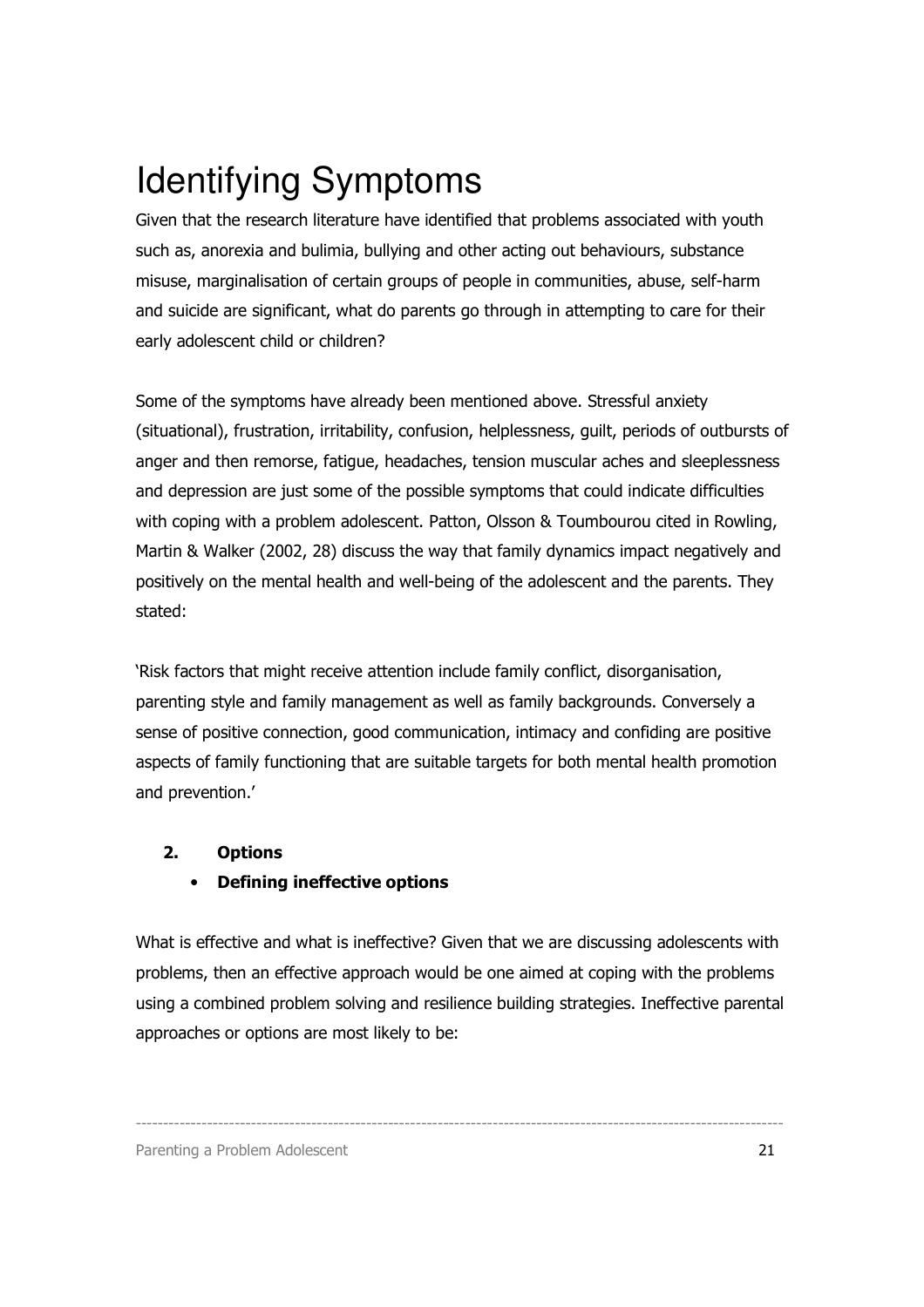# Identifying Symptoms

Given that the research literature have identified that problems associated with youth such as, anorexia and bulimia, bullying and other acting out behaviours, substance misuse, marginalisation of certain groups of people in communities, abuse, self-harm and suicide are significant, what do parents go through in attempting to care for their early adolescent child or children?

Some of the symptoms have already been mentioned above. Stressful anxiety (situational), frustration, irritability, confusion, helplessness, guilt, periods of outbursts of anger and then remorse, fatigue, headaches, tension muscular aches and sleeplessness and depression are just some of the possible symptoms that could indicate difficulties with coping with a problem adolescent. Patton, Olsson & Toumbourou cited in Rowling, Martin & Walker (2002, 28) discuss the way that family dynamics impact negatively and positively on the mental health and well-being of the adolescent and the parents. They stated:

'Risk factors that might receive attention include family conflict, disorganisation, parenting style and family management as well as family backgrounds. Conversely a sense of positive connection, good communication, intimacy and confiding are positive aspects of family functioning that are suitable targets for both mental health promotion and prevention.'

**2. Options**

- **Defining ineffective options**

What is effective and what is ineffective? Given that we are discussing adolescents with problems, then an effective approach would be one aimed at coping with the problems using a combined problem solving and resilience building strategies. Ineffective parental approaches or options are most likely to be: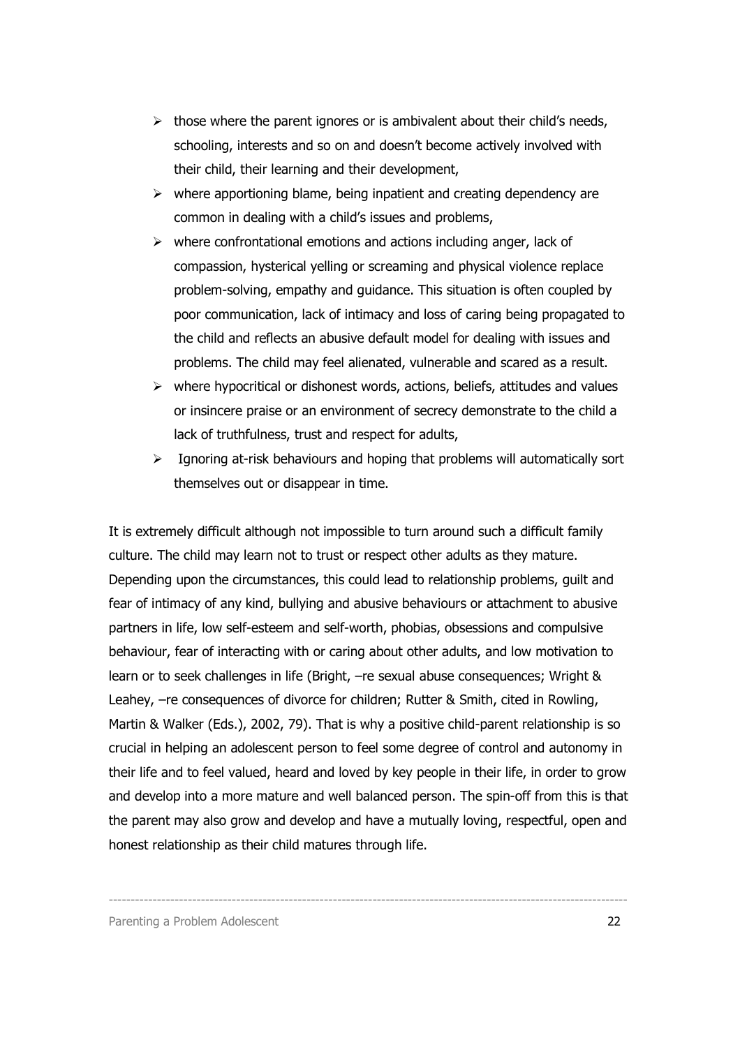- those where the parent ignores or is ambivalent about their child's needs, schooling, interests and so on and doesn't become actively involved with their child, their learning and their development,
- where apportioning blame, being inpatient and creating dependency are common in dealing with a child's issues and problems,
- where confrontational emotions and actions including anger, lack of compassion, hysterical yelling or screaming and physical violence replace problem-solving, empathy and guidance. This situation is often coupled by poor communication, lack of intimacy and loss of caring being propagated to the child and reflects an abusive default model for dealing with issues and problems. The child may feel alienated, vulnerable and scared as a result.
- where hypocritical or dishonest words, actions, beliefs, attitudes and values or insincere praise or an environment of secrecy demonstrate to the child a lack of truthfulness, trust and respect for adults,
- Ignoring at-risk behaviours and hoping that problems will automatically sort themselves out or disappear in time.

It is extremely difficult although not impossible to turn around such a difficult family culture. The child may learn not to trust or respect other adults as they mature. Depending upon the circumstances, this could lead to relationship problems, guilt and fear of intimacy of any kind, bullying and abusive behaviours or attachment to abusive partners in life, low self-esteem and self-worth, phobias, obsessions and compulsive behaviour, fear of interacting with or caring about other adults, and low motivation to learn or to seek challenges in life (Bright, –re sexual abuse consequences; Wright & Leahey, –re consequences of divorce for children; Rutter & Smith, cited in Rowling, Martin & Walker (Eds.), 2002, 79). That is why a positive child-parent relationship is so crucial in helping an adolescent person to feel some degree of control and autonomy in their life and to feel valued, heard and loved by key people in their life, in order to grow and develop into a more mature and well balanced person. The spin-off from this is that the parent may also grow and develop and have a mutually loving, respectful, open and honest relationship as their child matures through life.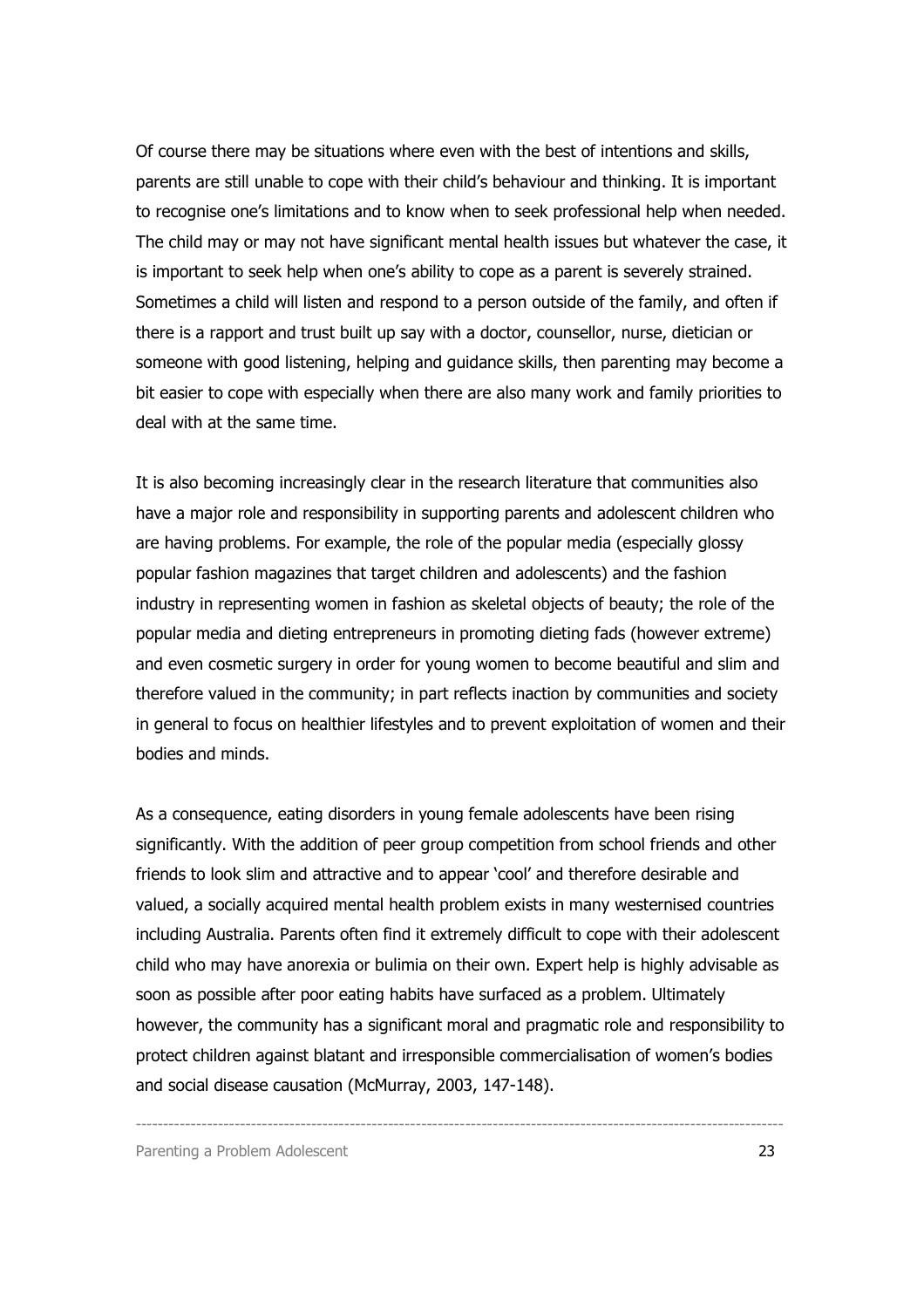Of course there may be situations where even with the best of intentions and skills, parents are still unable to cope with their child's behaviour and thinking. It is important to recognise one's limitations and to know when to seek professional help when needed. The child may or may not have significant mental health issues but whatever the case, it is important to seek help when one's ability to cope as a parent is severely strained. Sometimes a child will listen and respond to a person outside of the family, and often if there is a rapport and trust built up say with a doctor, counsellor, nurse, dietician or someone with good listening, helping and guidance skills, then parenting may become a bit easier to cope with especially when there are also many work and family priorities to deal with at the same time.

It is also becoming increasingly clear in the research literature that communities also have a major role and responsibility in supporting parents and adolescent children who are having problems. For example, the role of the popular media (especially glossy popular fashion magazines that target children and adolescents) and the fashion industry in representing women in fashion as skeletal objects of beauty; the role of the popular media and dieting entrepreneurs in promoting dieting fads (however extreme) and even cosmetic surgery in order for young women to become beautiful and slim and therefore valued in the community; in part reflects inaction by communities and society in general to focus on healthier lifestyles and to prevent exploitation of women and their bodies and minds.

As a consequence, eating disorders in young female adolescents have been rising significantly. With the addition of peer group competition from school friends and other friends to look slim and attractive and to appear 'cool' and therefore desirable and valued, a socially acquired mental health problem exists in many westernised countries including Australia. Parents often find it extremely difficult to cope with their adolescent child who may have anorexia or bulimia on their own. Expert help is highly advisable as soon as possible after poor eating habits have surfaced as a problem. Ultimately however, the community has a significant moral and pragmatic role and responsibility to protect children against blatant and irresponsible commercialisation of women's bodies and social disease causation (McMurray, 2003, 147-148).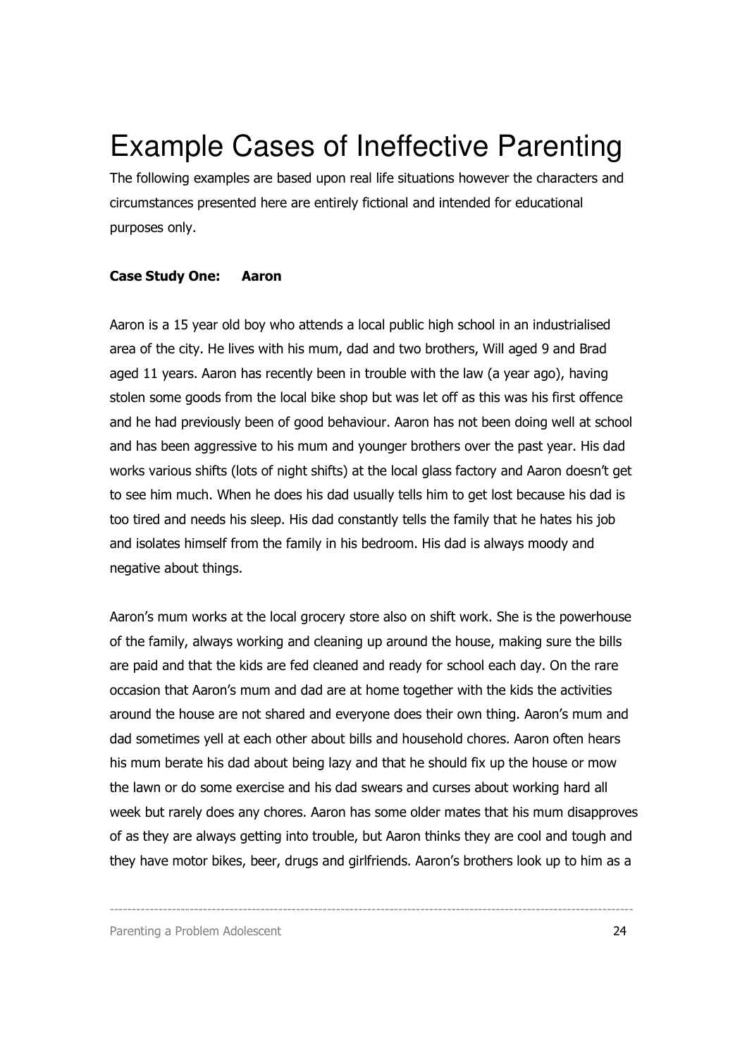# Example Cases of Ineffective Parenting

The following examples are based upon real life situations however the characters and circumstances presented here are entirely fictional and intended for educational purposes only.

**Case Study One: Aaron**

Aaron is a 15 year old boy who attends a local public high school in an industrialised area of the city. He lives with his mum, dad and two brothers, Will aged 9 and Brad aged 11 years. Aaron has recently been in trouble with the law (a year ago), having stolen some goods from the local bike shop but was let off as this was his first offence and he had previously been of good behaviour. Aaron has not been doing well at school and has been aggressive to his mum and younger brothers over the past year. His dad works various shifts (lots of night shifts) at the local glass factory and Aaron doesn't get to see him much. When he does his dad usually tells him to get lost because his dad is too tired and needs his sleep. His dad constantly tells the family that he hates his job and isolates himself from the family in his bedroom. His dad is always moody and negative about things.

Aaron's mum works at the local grocery store also on shift work. She is the powerhouse of the family, always working and cleaning up around the house, making sure the bills are paid and that the kids are fed cleaned and ready for school each day. On the rare occasion that Aaron's mum and dad are at home together with the kids the activities around the house are not shared and everyone does their own thing. Aaron's mum and dad sometimes yell at each other about bills and household chores. Aaron often hears his mum berate his dad about being lazy and that he should fix up the house or mow the lawn or do some exercise and his dad swears and curses about working hard all week but rarely does any chores. Aaron has some older mates that his mum disapproves of as they are always getting into trouble, but Aaron thinks they are cool and tough and they have motor bikes, beer, drugs and girlfriends. Aaron's brothers look up to him as a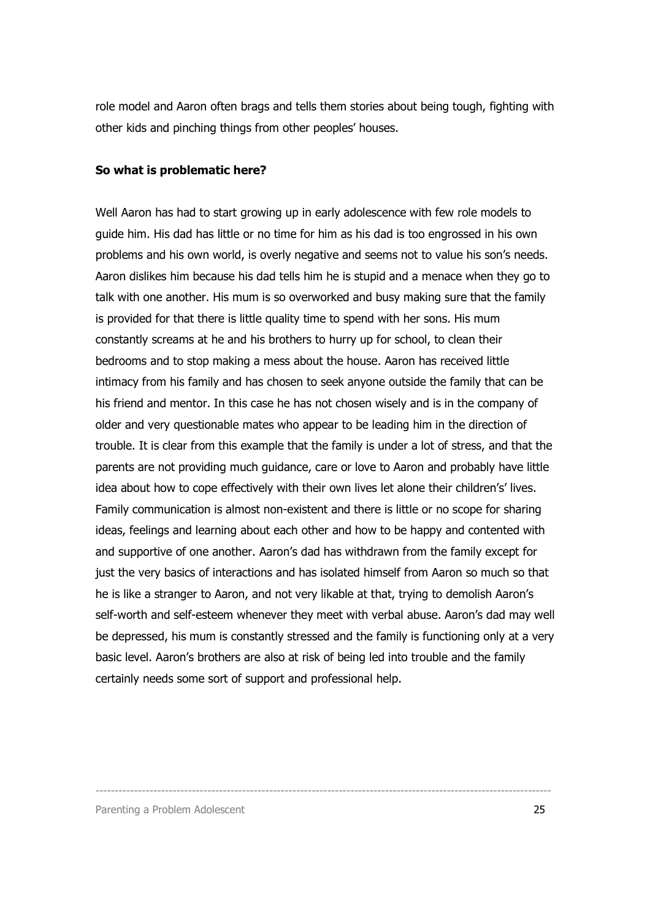role model and Aaron often brags and tells them stories about being tough, fighting with other kids and pinching things from other peoples' houses.

**So what is problematic here?**

Well Aaron has had to start growing up in early adolescence with few role models to guide him. His dad has little or no time for him as his dad is too engrossed in his own problems and his own world, is overly negative and seems not to value his son's needs. Aaron dislikes him because his dad tells him he is stupid and a menace when they go to talk with one another. His mum is so overworked and busy making sure that the family is provided for that there is little quality time to spend with her sons. His mum constantly screams at he and his brothers to hurry up for school, to clean their bedrooms and to stop making a mess about the house. Aaron has received little intimacy from his family and has chosen to seek anyone outside the family that can be his friend and mentor. In this case he has not chosen wisely and is in the company of older and very questionable mates who appear to be leading him in the direction of trouble. It is clear from this example that the family is under a lot of stress, and that the parents are not providing much guidance, care or love to Aaron and probably have little idea about how to cope effectively with their own lives let alone their children's' lives. Family communication is almost non-existent and there is little or no scope for sharing ideas, feelings and learning about each other and how to be happy and contented with and supportive of one another. Aaron's dad has withdrawn from the family except for just the very basics of interactions and has isolated himself from Aaron so much so that he is like a stranger to Aaron, and not very likable at that, trying to demolish Aaron's self-worth and self-esteem whenever they meet with verbal abuse. Aaron's dad may well be depressed, his mum is constantly stressed and the family is functioning only at a very basic level. Aaron's brothers are also at risk of being led into trouble and the family certainly needs some sort of support and professional help.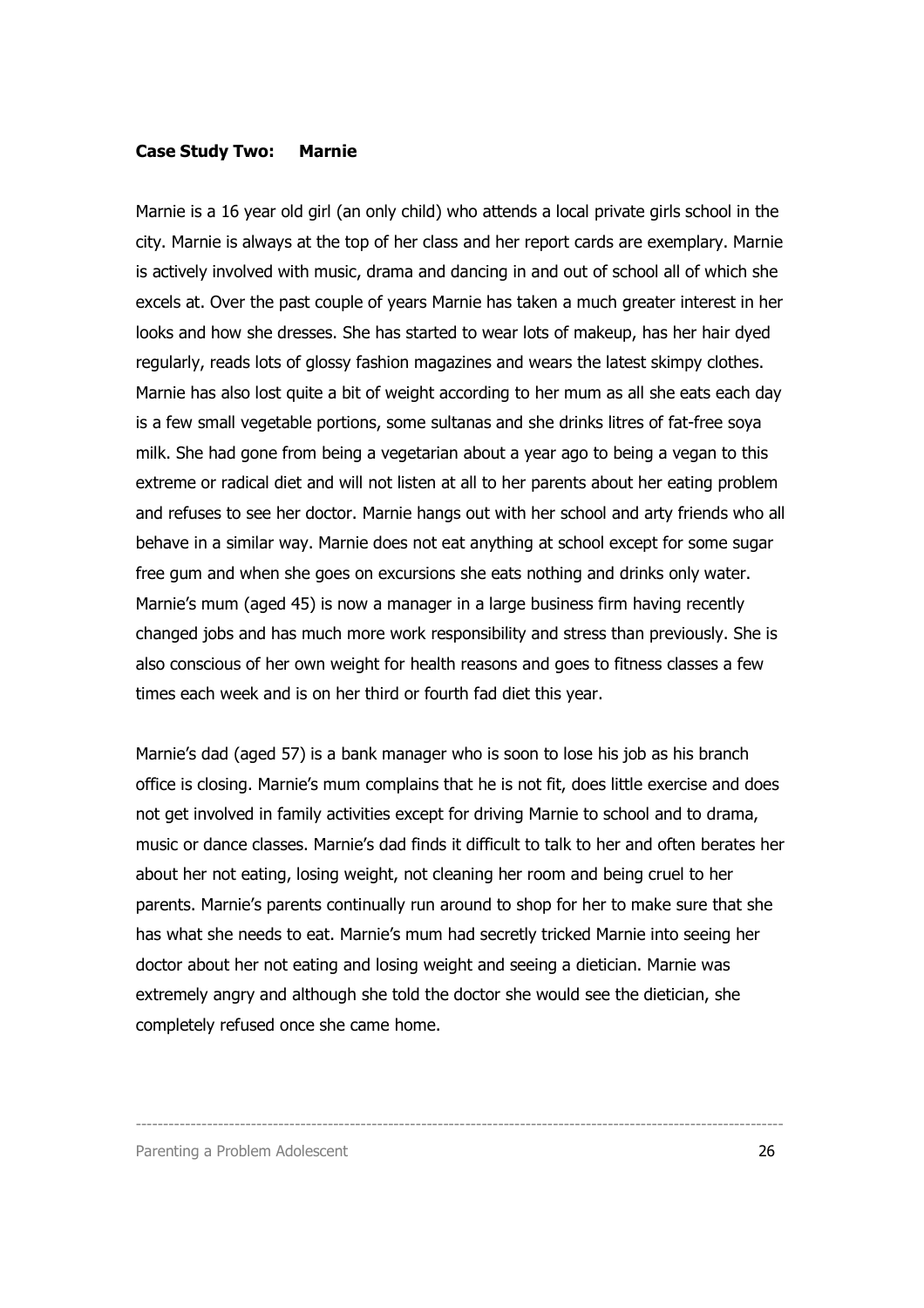**Case Study Two: Marnie**

Marnie is a 16 year old girl (an only child) who attends a local private girls school in the city. Marnie is always at the top of her class and her report cards are exemplary. Marnie is actively involved with music, drama and dancing in and out of school all of which she excels at. Over the past couple of years Marnie has taken a much greater interest in her looks and how she dresses. She has started to wear lots of makeup, has her hair dyed regularly, reads lots of glossy fashion magazines and wears the latest skimpy clothes. Marnie has also lost quite a bit of weight according to her mum as all she eats each day is a few small vegetable portions, some sultanas and she drinks litres of fat-free soya milk. She had gone from being a vegetarian about a year ago to being a vegan to this extreme or radical diet and will not listen at all to her parents about her eating problem and refuses to see her doctor. Marnie hangs out with her school and arty friends who all behave in a similar way. Marnie does not eat anything at school except for some sugar free gum and when she goes on excursions she eats nothing and drinks only water. Marnie's mum (aged 45) is now a manager in a large business firm having recently changed jobs and has much more work responsibility and stress than previously. She is also conscious of her own weight for health reasons and goes to fitness classes a few times each week and is on her third or fourth fad diet this year.

Marnie's dad (aged 57) is a bank manager who is soon to lose his job as his branch office is closing. Marnie's mum complains that he is not fit, does little exercise and does not get involved in family activities except for driving Marnie to school and to drama, music or dance classes. Marnie's dad finds it difficult to talk to her and often berates her about her not eating, losing weight, not cleaning her room and being cruel to her parents. Marnie's parents continually run around to shop for her to make sure that she has what she needs to eat. Marnie's mum had secretly tricked Marnie into seeing her doctor about her not eating and losing weight and seeing a dietician. Marnie was extremely angry and although she told the doctor she would see the dietician, she completely refused once she came home.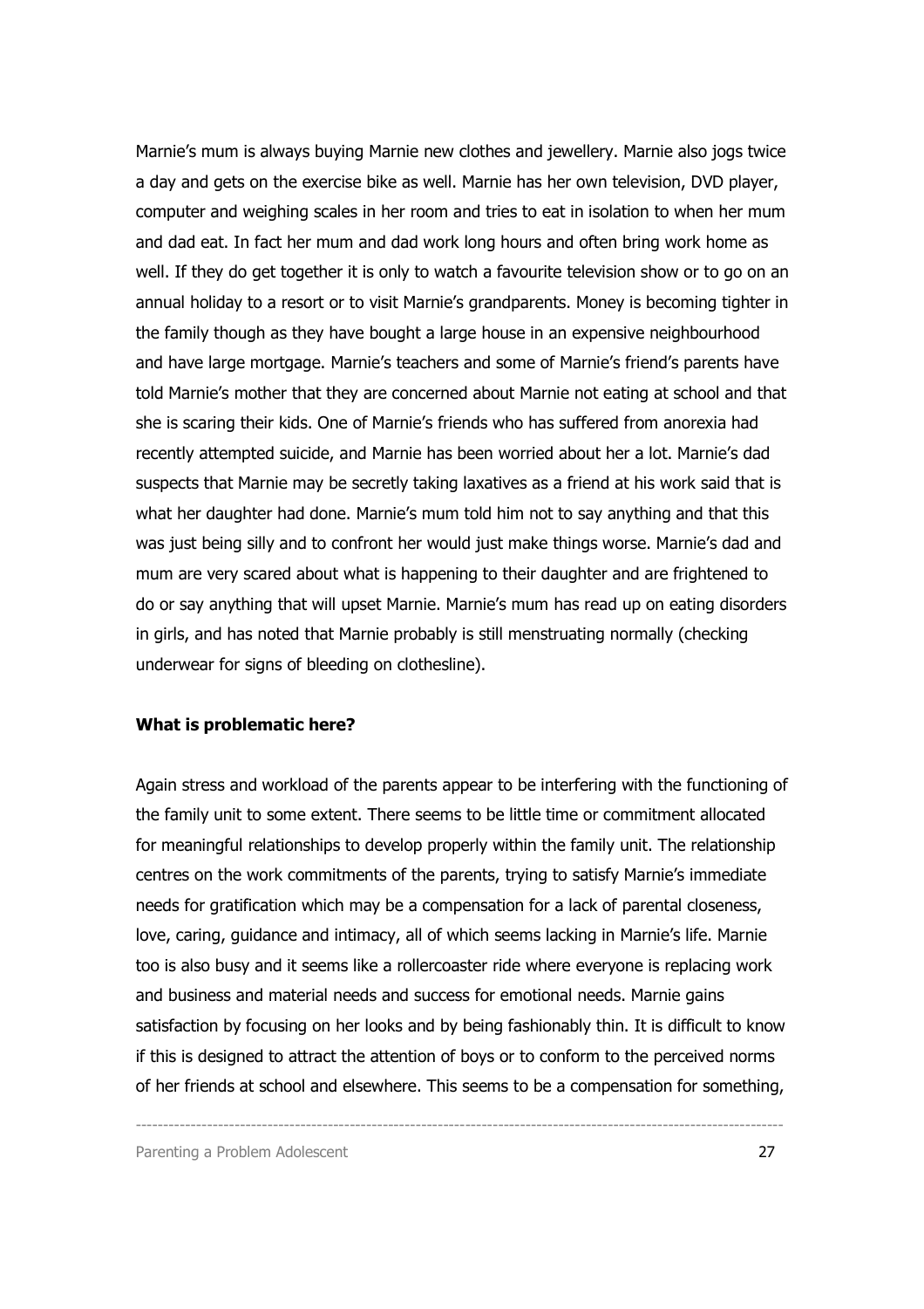Marnie's mum is always buying Marnie new clothes and jewellery. Marnie also jogs twice a day and gets on the exercise bike as well. Marnie has her own television, DVD player, computer and weighing scales in her room and tries to eat in isolation to when her mum and dad eat. In fact her mum and dad work long hours and often bring work home as well. If they do get together it is only to watch a favourite television show or to go on an annual holiday to a resort or to visit Marnie's grandparents. Money is becoming tighter in the family though as they have bought a large house in an expensive neighbourhood and have large mortgage. Marnie's teachers and some of Marnie's friend's parents have told Marnie's mother that they are concerned about Marnie not eating at school and that she is scaring their kids. One of Marnie's friends who has suffered from anorexia had recently attempted suicide, and Marnie has been worried about her a lot. Marnie's dad suspects that Marnie may be secretly taking laxatives as a friend at his work said that is what her daughter had done. Marnie's mum told him not to say anything and that this was just being silly and to confront her would just make things worse. Marnie's dad and mum are very scared about what is happening to their daughter and are frightened to do or say anything that will upset Marnie. Marnie's mum has read up on eating disorders in girls, and has noted that Marnie probably is still menstruating normally (checking underwear for signs of bleeding on clothesline).

**What is problematic here?**

Again stress and workload of the parents appear to be interfering with the functioning of the family unit to some extent. There seems to be little time or commitment allocated for meaningful relationships to develop properly within the family unit. The relationship centres on the work commitments of the parents, trying to satisfy Marnie's immediate needs for gratification which may be a compensation for a lack of parental closeness, love, caring, guidance and intimacy, all of which seems lacking in Marnie's life. Marnie too is also busy and it seems like a rollercoaster ride where everyone is replacing work and business and material needs and success for emotional needs. Marnie gains satisfaction by focusing on her looks and by being fashionably thin. It is difficult to know if this is designed to attract the attention of boys or to conform to the perceived norms of her friends at school and elsewhere. This seems to be a compensation for something,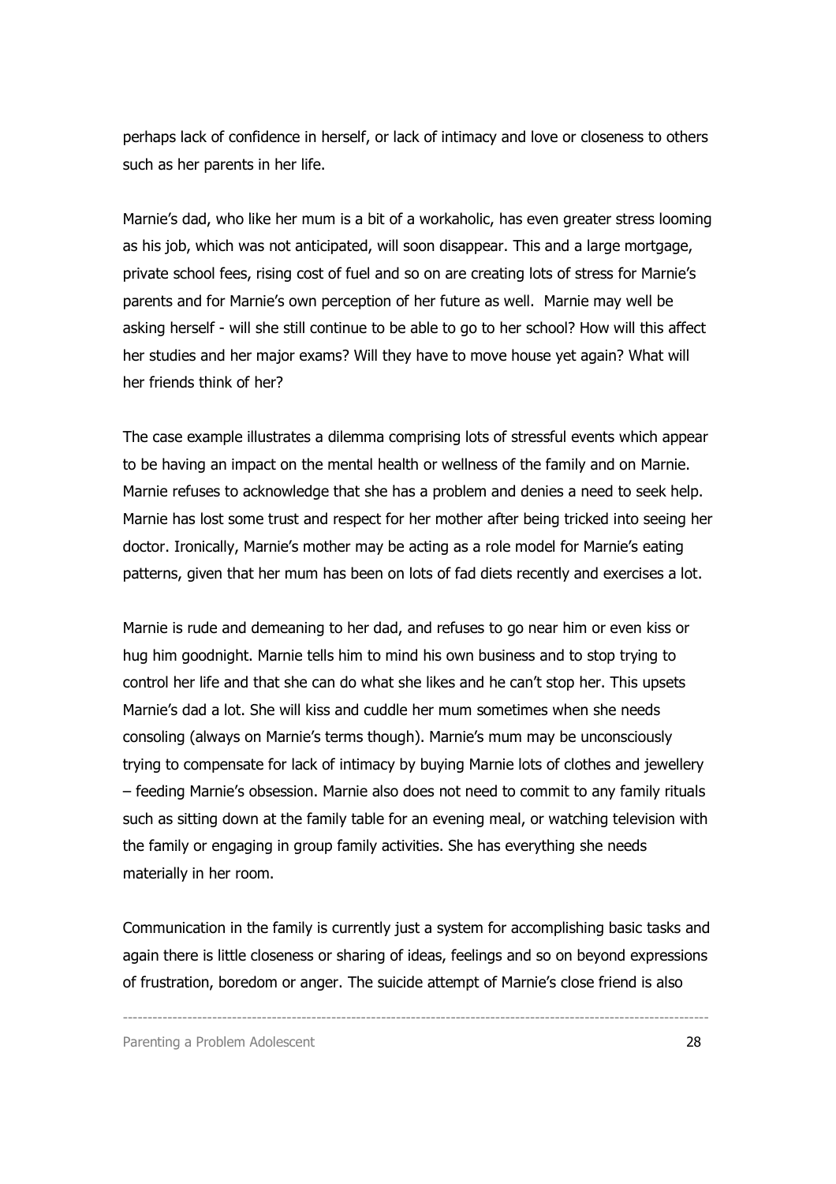perhaps lack of confidence in herself, or lack of intimacy and love or closeness to others such as her parents in her life.

Marnie's dad, who like her mum is a bit of a workaholic, has even greater stress looming as his job, which was not anticipated, will soon disappear. This and a large mortgage, private school fees, rising cost of fuel and so on are creating lots of stress for Marnie's parents and for Marnie's own perception of her future as well. Marnie may well be asking herself - will she still continue to be able to go to her school? How will this affect her studies and her major exams? Will they have to move house yet again? What will her friends think of her?

The case example illustrates a dilemma comprising lots of stressful events which appear to be having an impact on the mental health or wellness of the family and on Marnie. Marnie refuses to acknowledge that she has a problem and denies a need to seek help. Marnie has lost some trust and respect for her mother after being tricked into seeing her doctor. Ironically, Marnie's mother may be acting as a role model for Marnie's eating patterns, given that her mum has been on lots of fad diets recently and exercises a lot.

Marnie is rude and demeaning to her dad, and refuses to go near him or even kiss or hug him goodnight. Marnie tells him to mind his own business and to stop trying to control her life and that she can do what she likes and he can't stop her. This upsets Marnie's dad a lot. She will kiss and cuddle her mum sometimes when she needs consoling (always on Marnie's terms though). Marnie's mum may be unconsciously trying to compensate for lack of intimacy by buying Marnie lots of clothes and jewellery – feeding Marnie's obsession. Marnie also does not need to commit to any family rituals such as sitting down at the family table for an evening meal, or watching television with the family or engaging in group family activities. She has everything she needs materially in her room.

Communication in the family is currently just a system for accomplishing basic tasks and again there is little closeness or sharing of ideas, feelings and so on beyond expressions of frustration, boredom or anger. The suicide attempt of Marnie's close friend is also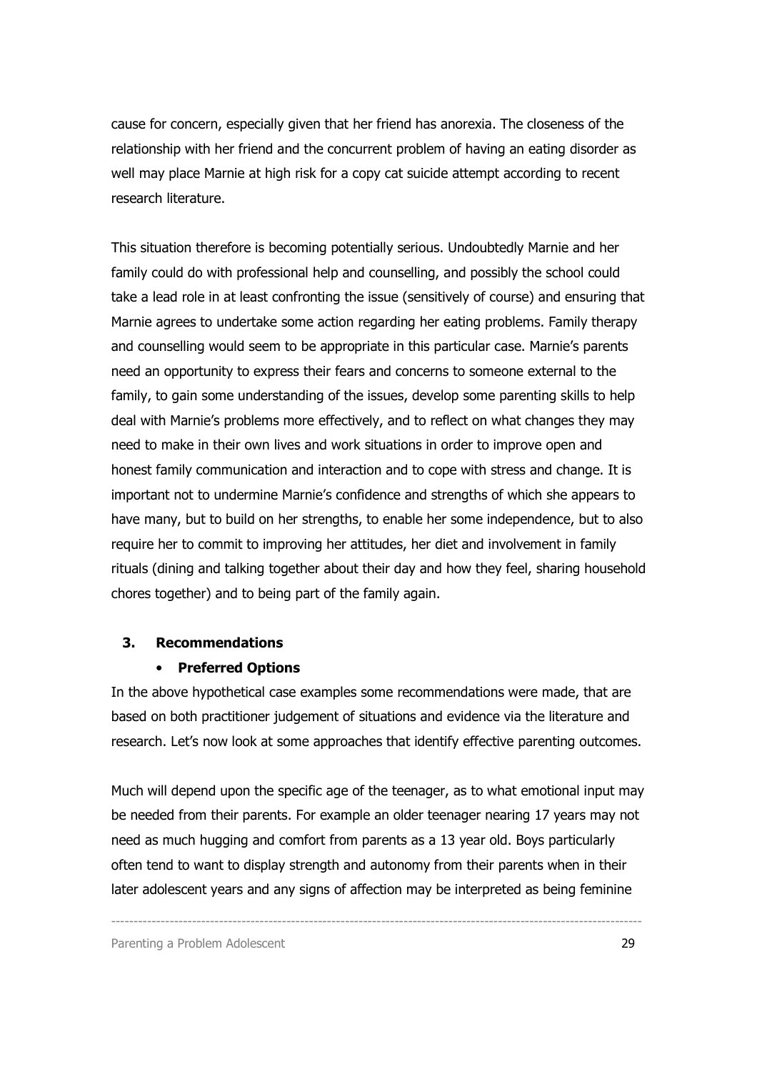cause for concern, especially given that her friend has anorexia. The closeness of the relationship with her friend and the concurrent problem of having an eating disorder as well may place Marnie at high risk for a copy cat suicide attempt according to recent research literature.

This situation therefore is becoming potentially serious. Undoubtedly Marnie and her family could do with professional help and counselling, and possibly the school could take a lead role in at least confronting the issue (sensitively of course) and ensuring that Marnie agrees to undertake some action regarding her eating problems. Family therapy and counselling would seem to be appropriate in this particular case. Marnie's parents need an opportunity to express their fears and concerns to someone external to the family, to gain some understanding of the issues, develop some parenting skills to help deal with Marnie's problems more effectively, and to reflect on what changes they may need to make in their own lives and work situations in order to improve open and honest family communication and interaction and to cope with stress and change. It is important not to undermine Marnie's confidence and strengths of which she appears to have many, but to build on her strengths, to enable her some independence, but to also require her to commit to improving her attitudes, her diet and involvement in family rituals (dining and talking together about their day and how they feel, sharing household chores together) and to being part of the family again.

## 3. Recommendations

- **Preferred Options**

In the above hypothetical case examples some recommendations were made, that are based on both practitioner judgement of situations and evidence via the literature and research. Let's now look at some approaches that identify effective parenting outcomes.

Much will depend upon the specific age of the teenager, as to what emotional input may be needed from their parents. For example an older teenager nearing 17 years may not need as much hugging and comfort from parents as a 13 year old. Boys particularly often tend to want to display strength and autonomy from their parents when in their later adolescent years and any signs of affection may be interpreted as being feminine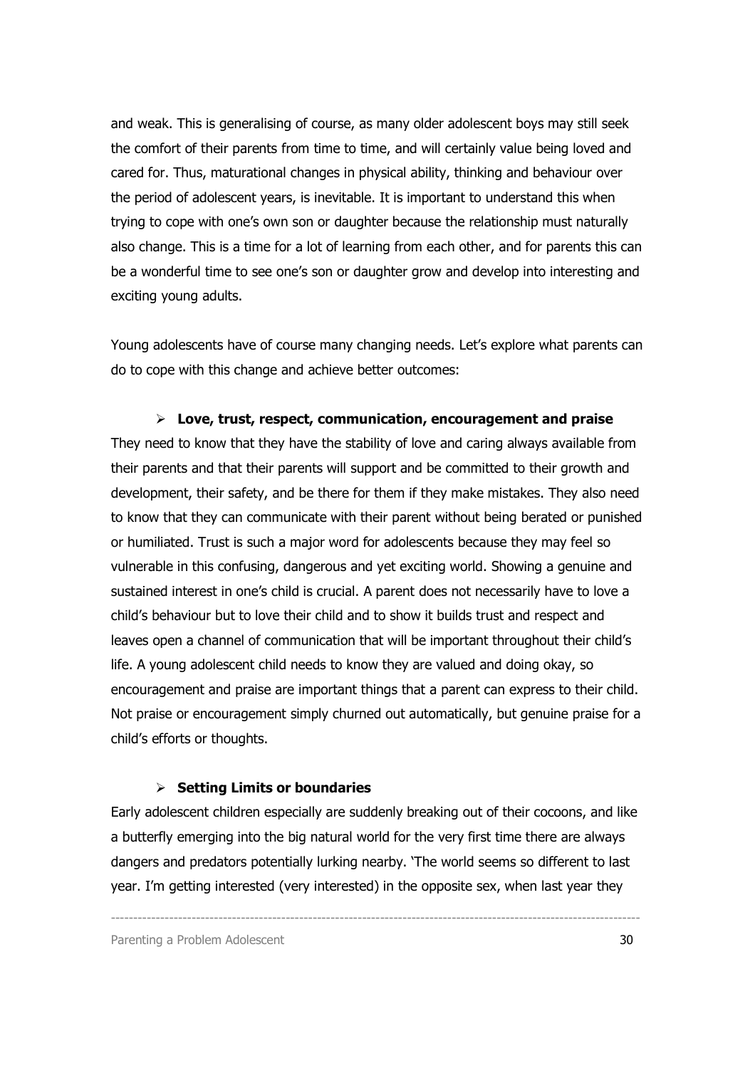and weak. This is generalising of course, as many older adolescent boys may still seek the comfort of their parents from time to time, and will certainly value being loved and cared for. Thus, maturational changes in physical ability, thinking and behaviour over the period of adolescent years, is inevitable. It is important to understand this when trying to cope with one's own son or daughter because the relationship must naturally also change. This is a time for a lot of learning from each other, and for parents this can be a wonderful time to see one's son or daughter grow and develop into interesting and exciting young adults.

Young adolescents have of course many changing needs. Let's explore what parents can do to cope with this change and achieve better outcomes:

- **Love, trust, respect, communication, encouragement and praise**

They need to know that they have the stability of love and caring always available from their parents and that their parents will support and be committed to their growth and development, their safety, and be there for them if they make mistakes. They also need to know that they can communicate with their parent without being berated or punished or humiliated. Trust is such a major word for adolescents because they may feel so vulnerable in this confusing, dangerous and yet exciting world. Showing a genuine and sustained interest in one's child is crucial. A parent does not necessarily have to love a child's behaviour but to love their child and to show it builds trust and respect and leaves open a channel of communication that will be important throughout their child's life. A young adolescent child needs to know they are valued and doing okay, so encouragement and praise are important things that a parent can express to their child. Not praise or encouragement simply churned out automatically, but genuine praise for a child's efforts or thoughts.

- **Setting Limits or boundaries**

Early adolescent children especially are suddenly breaking out of their cocoons, and like a butterfly emerging into the big natural world for the very first time there are always dangers and predators potentially lurking nearby. 'The world seems so different to last year. I'm getting interested (very interested) in the opposite sex, when last year they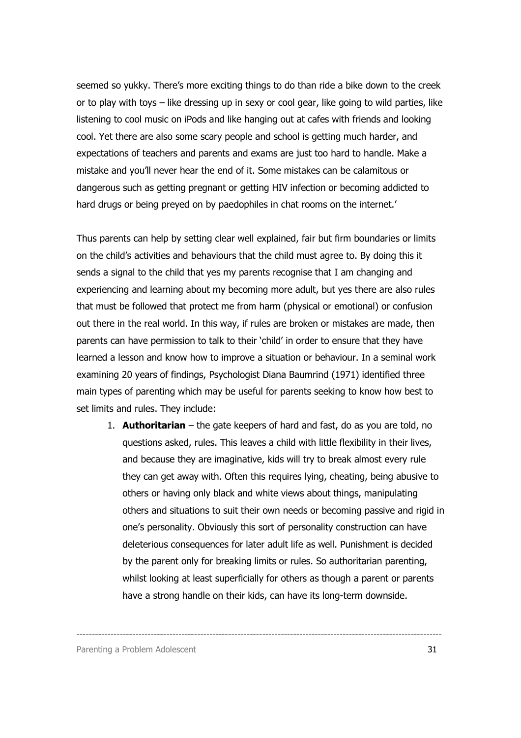seemed so yukky. There's more exciting things to do than ride a bike down to the creek or to play with toys – like dressing up in sexy or cool gear, like going to wild parties, like listening to cool music on iPods and like hanging out at cafes with friends and looking cool. Yet there are also some scary people and school is getting much harder, and expectations of teachers and parents and exams are just too hard to handle. Make a mistake and you'll never hear the end of it. Some mistakes can be calamitous or dangerous such as getting pregnant or getting HIV infection or becoming addicted to hard drugs or being preyed on by paedophiles in chat rooms on the internet.'

Thus parents can help by setting clear well explained, fair but firm boundaries or limits on the child's activities and behaviours that the child must agree to. By doing this it sends a signal to the child that yes my parents recognise that I am changing and experiencing and learning about my becoming more adult, but yes there are also rules that must be followed that protect me from harm (physical or emotional) or confusion out there in the real world. In this way, if rules are broken or mistakes are made, then parents can have permission to talk to their 'child' in order to ensure that they have learned a lesson and know how to improve a situation or behaviour. In a seminal work examining 20 years of findings, Psychologist Diana Baumrind (1971) identified three main types of parenting which may be useful for parents seeking to know how best to set limits and rules. They include:

1. **Authoritarian** – the gate keepers of hard and fast, do as you are told, no questions asked, rules. This leaves a child with little flexibility in their lives, and because they are imaginative, kids will try to break almost every rule they can get away with. Often this requires lying, cheating, being abusive to others or having only black and white views about things, manipulating others and situations to suit their own needs or becoming passive and rigid in one's personality. Obviously this sort of personality construction can have deleterious consequences for later adult life as well. Punishment is decided by the parent only for breaking limits or rules. So authoritarian parenting, whilst looking at least superficially for others as though a parent or parents have a strong handle on their kids, can have its long-term downside.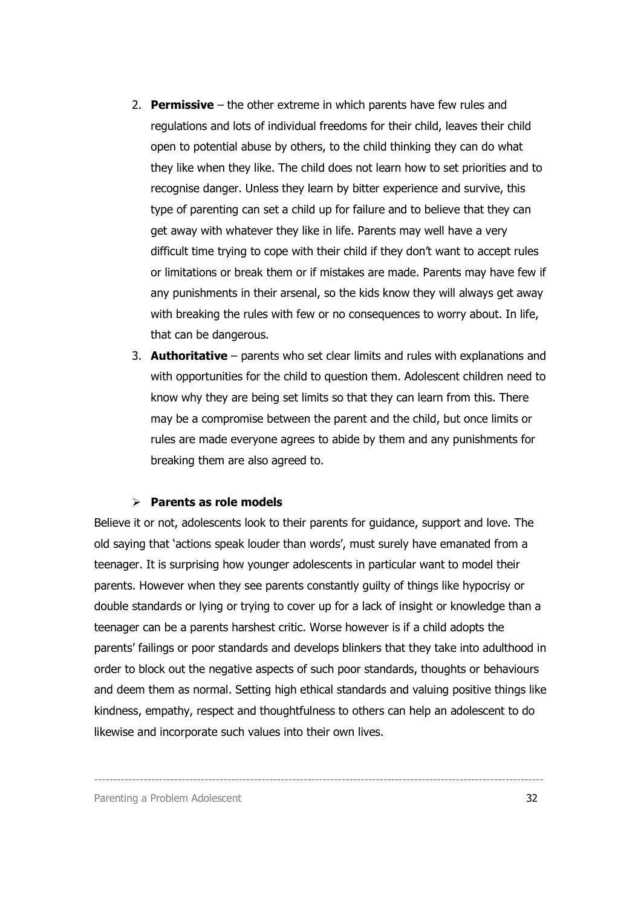2. **Permissive** – the other extreme in which parents have few rules and regulations and lots of individual freedoms for their child, leaves their child open to potential abuse by others, to the child thinking they can do what they like when they like. The child does not learn how to set priorities and to recognise danger. Unless they learn by bitter experience and survive, this type of parenting can set a child up for failure and to believe that they can get away with whatever they like in life. Parents may well have a very difficult time trying to cope with their child if they don't want to accept rules or limitations or break them or if mistakes are made. Parents may have few if any punishments in their arsenal, so the kids know they will always get away with breaking the rules with few or no consequences to worry about. In life, that can be dangerous.
3. **Authoritative** – parents who set clear limits and rules with explanations and with opportunities for the child to question them. Adolescent children need to know why they are being set limits so that they can learn from this. There may be a compromise between the parent and the child, but once limits or rules are made everyone agrees to abide by them and any punishments for breaking them are also agreed to.

- **Parents as role models**

Believe it or not, adolescents look to their parents for guidance, support and love. The old saying that 'actions speak louder than words', must surely have emanated from a teenager. It is surprising how younger adolescents in particular want to model their parents. However when they see parents constantly guilty of things like hypocrisy or double standards or lying or trying to cover up for a lack of insight or knowledge than a teenager can be a parents harshest critic. Worse however is if a child adopts the parents' failings or poor standards and develops blinkers that they take into adulthood in order to block out the negative aspects of such poor standards, thoughts or behaviours and deem them as normal. Setting high ethical standards and valuing positive things like kindness, empathy, respect and thoughtfulness to others can help an adolescent to do likewise and incorporate such values into their own lives.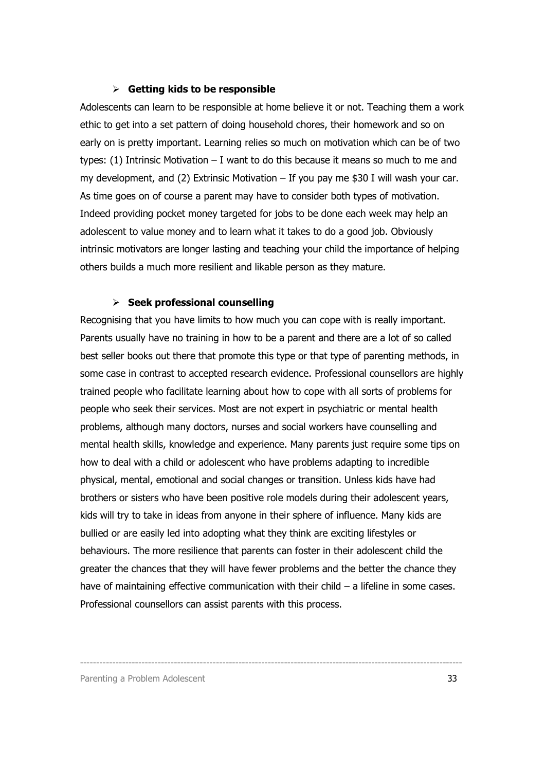- **Getting kids to be responsible**

Adolescents can learn to be responsible at home believe it or not. Teaching them a work ethic to get into a set pattern of doing household chores, their homework and so on early on is pretty important. Learning relies so much on motivation which can be of two types: (1) Intrinsic Motivation – I want to do this because it means so much to me and my development, and (2) Extrinsic Motivation – If you pay me $30 I will wash your car. As time goes on of course a parent may have to consider both types of motivation. Indeed providing pocket money targeted for jobs to be done each week may help an adolescent to value money and to learn what it takes to do a good job. Obviously intrinsic motivators are longer lasting and teaching your child the importance of helping others builds a much more resilient and likable person as they mature.

- **Seek professional counselling**

Recognising that you have limits to how much you can cope with is really important. Parents usually have no training in how to be a parent and there are a lot of so called best seller books out there that promote this type or that type of parenting methods, in some case in contrast to accepted research evidence. Professional counsellors are highly trained people who facilitate learning about how to cope with all sorts of problems for people who seek their services. Most are not expert in psychiatric or mental health problems, although many doctors, nurses and social workers have counselling and mental health skills, knowledge and experience. Many parents just require some tips on how to deal with a child or adolescent who have problems adapting to incredible physical, mental, emotional and social changes or transition. Unless kids have had brothers or sisters who have been positive role models during their adolescent years, kids will try to take in ideas from anyone in their sphere of influence. Many kids are bullied or are easily led into adopting what they think are exciting lifestyles or behaviours. The more resilience that parents can foster in their adolescent child the greater the chances that they will have fewer problems and the better the chance they have of maintaining effective communication with their child – a lifeline in some cases. Professional counsellors can assist parents with this process.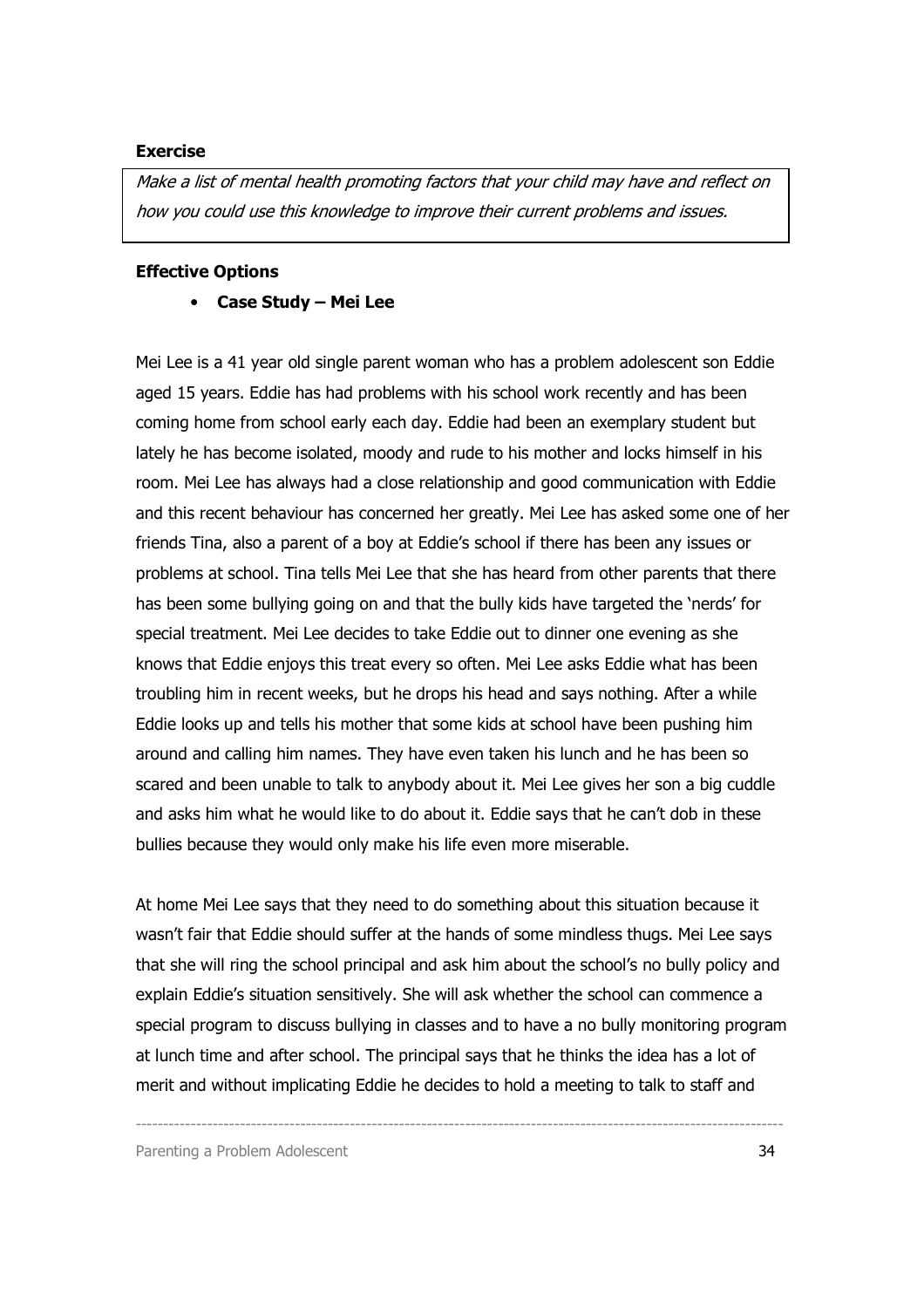**Exercise**

*Make a list of mental health promoting factors that your child may have and reflect on how you could use this knowledge to improve their current problems and issues.*

**Effective Options**

- **Case Study – Mei Lee**

Mei Lee is a 41 year old single parent woman who has a problem adolescent son Eddie aged 15 years. Eddie has had problems with his school work recently and has been coming home from school early each day. Eddie had been an exemplary student but lately he has become isolated, moody and rude to his mother and locks himself in his room. Mei Lee has always had a close relationship and good communication with Eddie and this recent behaviour has concerned her greatly. Mei Lee has asked some one of her friends Tina, also a parent of a boy at Eddie's school if there has been any issues or problems at school. Tina tells Mei Lee that she has heard from other parents that there has been some bullying going on and that the bully kids have targeted the 'nerds' for special treatment. Mei Lee decides to take Eddie out to dinner one evening as she knows that Eddie enjoys this treat every so often. Mei Lee asks Eddie what has been troubling him in recent weeks, but he drops his head and says nothing. After a while Eddie looks up and tells his mother that some kids at school have been pushing him around and calling him names. They have even taken his lunch and he has been so scared and been unable to talk to anybody about it. Mei Lee gives her son a big cuddle and asks him what he would like to do about it. Eddie says that he can't dob in these bullies because they would only make his life even more miserable.

At home Mei Lee says that they need to do something about this situation because it wasn't fair that Eddie should suffer at the hands of some mindless thugs. Mei Lee says that she will ring the school principal and ask him about the school's no bully policy and explain Eddie's situation sensitively. She will ask whether the school can commence a special program to discuss bullying in classes and to have a no bully monitoring program at lunch time and after school. The principal says that he thinks the idea has a lot of merit and without implicating Eddie he decides to hold a meeting to talk to staff and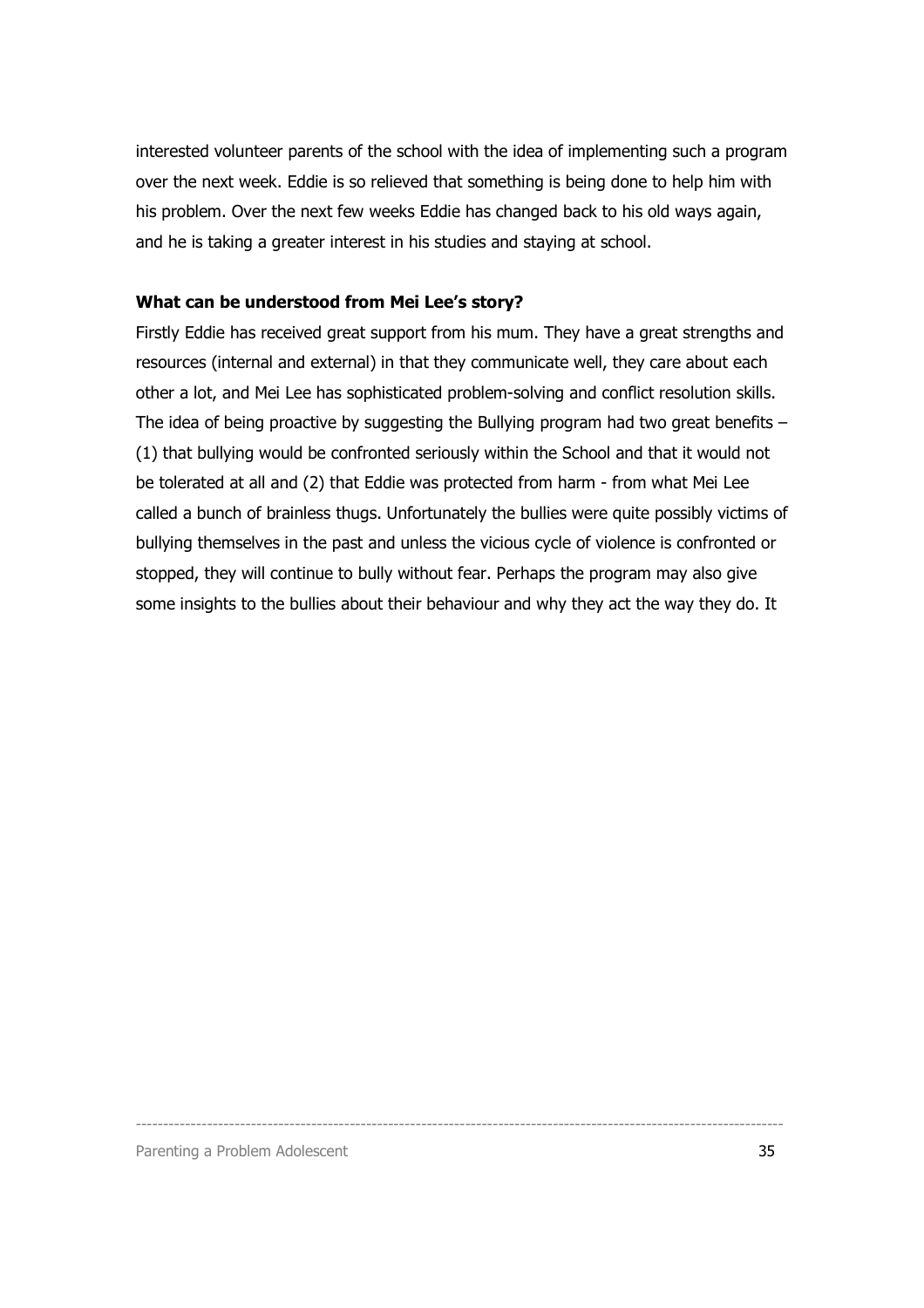interested volunteer parents of the school with the idea of implementing such a program over the next week. Eddie is so relieved that something is being done to help him with his problem. Over the next few weeks Eddie has changed back to his old ways again, and he is taking a greater interest in his studies and staying at school.

**What can be understood from Mei Lee's story?**

Firstly Eddie has received great support from his mum. They have a great strengths and resources (internal and external) in that they communicate well, they care about each other a lot, and Mei Lee has sophisticated problem-solving and conflict resolution skills. The idea of being proactive by suggesting the Bullying program had two great benefits – (1) that bullying would be confronted seriously within the School and that it would not be tolerated at all and (2) that Eddie was protected from harm - from what Mei Lee called a bunch of brainless thugs. Unfortunately the bullies were quite possibly victims of bullying themselves in the past and unless the vicious cycle of violence is confronted or stopped, they will continue to bully without fear. Perhaps the program may also give some insights to the bullies about their behaviour and why they act the way they do. It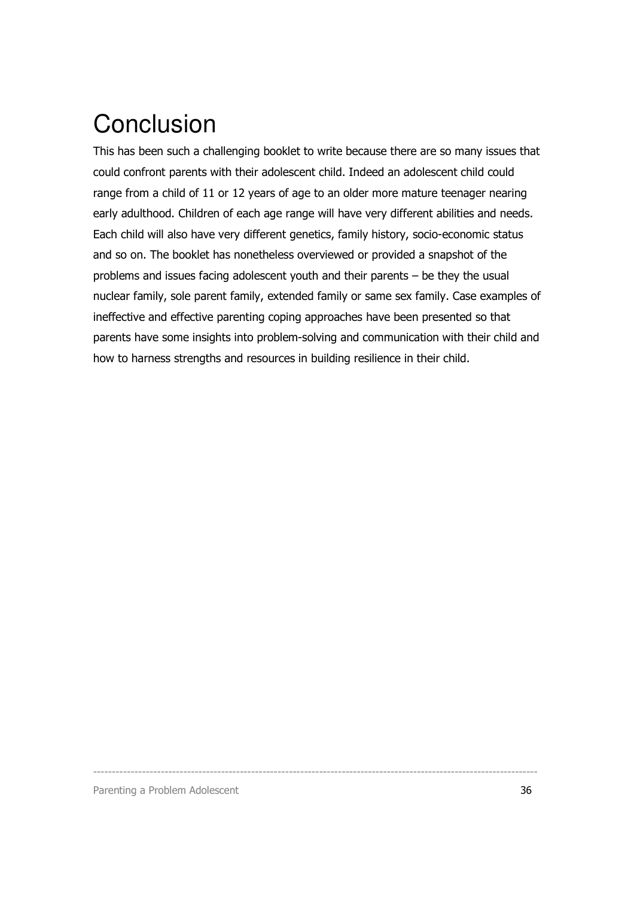# Conclusion

This has been such a challenging booklet to write because there are so many issues that could confront parents with their adolescent child. Indeed an adolescent child could range from a child of 11 or 12 years of age to an older more mature teenager nearing early adulthood. Children of each age range will have very different abilities and needs. Each child will also have very different genetics, family history, socio-economic status and so on. The booklet has nonetheless overviewed or provided a snapshot of the problems and issues facing adolescent youth and their parents – be they the usual nuclear family, sole parent family, extended family or same sex family. Case examples of ineffective and effective parenting coping approaches have been presented so that parents have some insights into problem-solving and communication with their child and how to harness strengths and resources in building resilience in their child.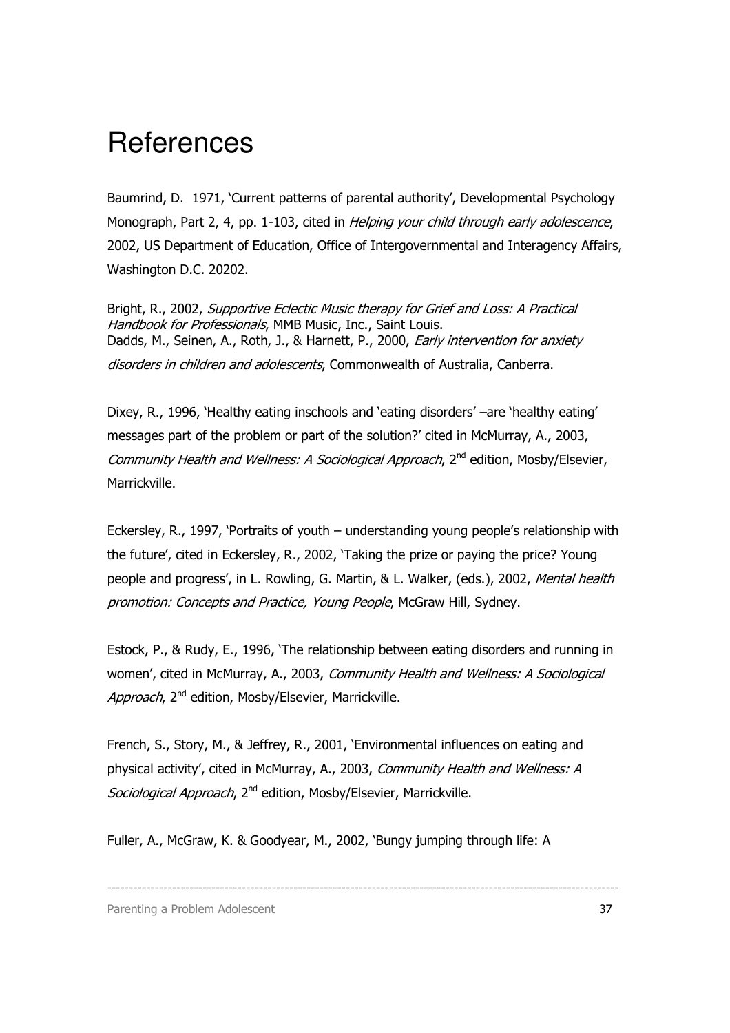# References

Baumrind, D. 1971, 'Current patterns of parental authority', Developmental Psychology Monograph, Part 2, 4, pp. 1-103, cited in *Helping your child through early adolescence*, 2002, US Department of Education, Office of Intergovernmental and Interagency Affairs, Washington D.C. 20202.

Bright, R., 2002, *Supportive Eclectic Music therapy for Grief and Loss: A Practical Handbook for Professionals*, MMB Music, Inc., Saint Louis.
Dadds, M., Seinen, A., Roth, J., & Harnett, P., 2000, *Early intervention for anxiety disorders in children and adolescents*, Commonwealth of Australia, Canberra.

Dixey, R., 1996, 'Healthy eating inschools and 'eating disorders' –are 'healthy eating' messages part of the problem or part of the solution?' cited in McMurray, A., 2003, *Community Health and Wellness: A Sociological Approach*, 2nd edition, Mosby/Elsevier, Marrickville.

Eckersley, R., 1997, 'Portraits of youth – understanding young people's relationship with the future', cited in Eckersley, R., 2002, 'Taking the prize or paying the price? Young people and progress', in L. Rowling, G. Martin, & L. Walker, (eds.), 2002, *Mental health promotion: Concepts and Practice, Young People*, McGraw Hill, Sydney.

Estock, P., & Rudy, E., 1996, 'The relationship between eating disorders and running in women', cited in McMurray, A., 2003, *Community Health and Wellness: A Sociological Approach*, 2nd edition, Mosby/Elsevier, Marrickville.

French, S., Story, M., & Jeffrey, R., 2001, 'Environmental influences on eating and physical activity', cited in McMurray, A., 2003, *Community Health and Wellness: A Sociological Approach*, 2nd edition, Mosby/Elsevier, Marrickville.

Fuller, A., McGraw, K. & Goodyear, M., 2002, 'Bungy jumping through life: A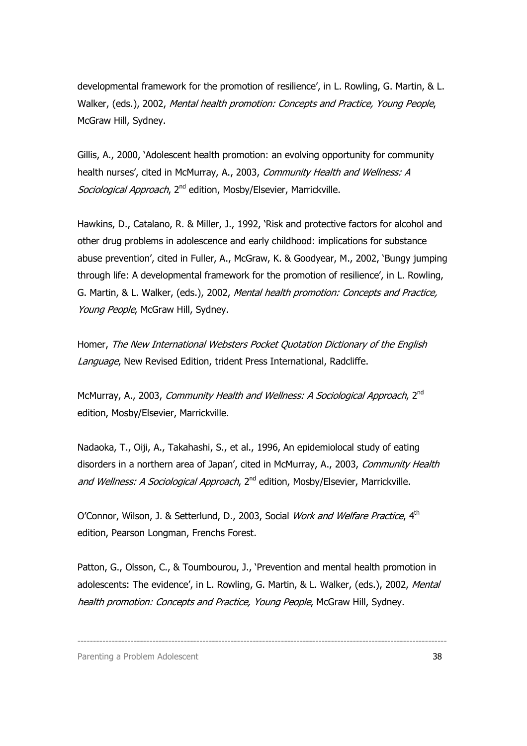developmental framework for the promotion of resilience', in L. Rowling, G. Martin, & L. Walker, (eds.), 2002, *Mental health promotion: Concepts and Practice, Young People*, McGraw Hill, Sydney.

Gillis, A., 2000, 'Adolescent health promotion: an evolving opportunity for community health nurses', cited in McMurray, A., 2003, *Community Health and Wellness: A Sociological Approach*, 2nd edition, Mosby/Elsevier, Marrickville.

Hawkins, D., Catalano, R. & Miller, J., 1992, 'Risk and protective factors for alcohol and other drug problems in adolescence and early childhood: implications for substance abuse prevention', cited in Fuller, A., McGraw, K. & Goodyear, M., 2002, 'Bungy jumping through life: A developmental framework for the promotion of resilience', in L. Rowling, G. Martin, & L. Walker, (eds.), 2002, *Mental health promotion: Concepts and Practice, Young People*, McGraw Hill, Sydney.

Homer, *The New International Websters Pocket Quotation Dictionary of the English Language*, New Revised Edition, trident Press International, Radcliffe.

McMurray, A., 2003, *Community Health and Wellness: A Sociological Approach*, 2nd edition, Mosby/Elsevier, Marrickville.

Nadaoka, T., Oiji, A., Takahashi, S., et al., 1996, An epidemiolocal study of eating disorders in a northern area of Japan', cited in McMurray, A., 2003, *Community Health and Wellness: A Sociological Approach*, 2nd edition, Mosby/Elsevier, Marrickville.

O'Connor, Wilson, J. & Setterlund, D., 2003, Social *Work and Welfare Practice*, 4th edition, Pearson Longman, Frenchs Forest.

Patton, G., Olsson, C., & Toumbourou, J., 'Prevention and mental health promotion in adolescents: The evidence', in L. Rowling, G. Martin, & L. Walker, (eds.), 2002, *Mental health promotion: Concepts and Practice, Young People*, McGraw Hill, Sydney.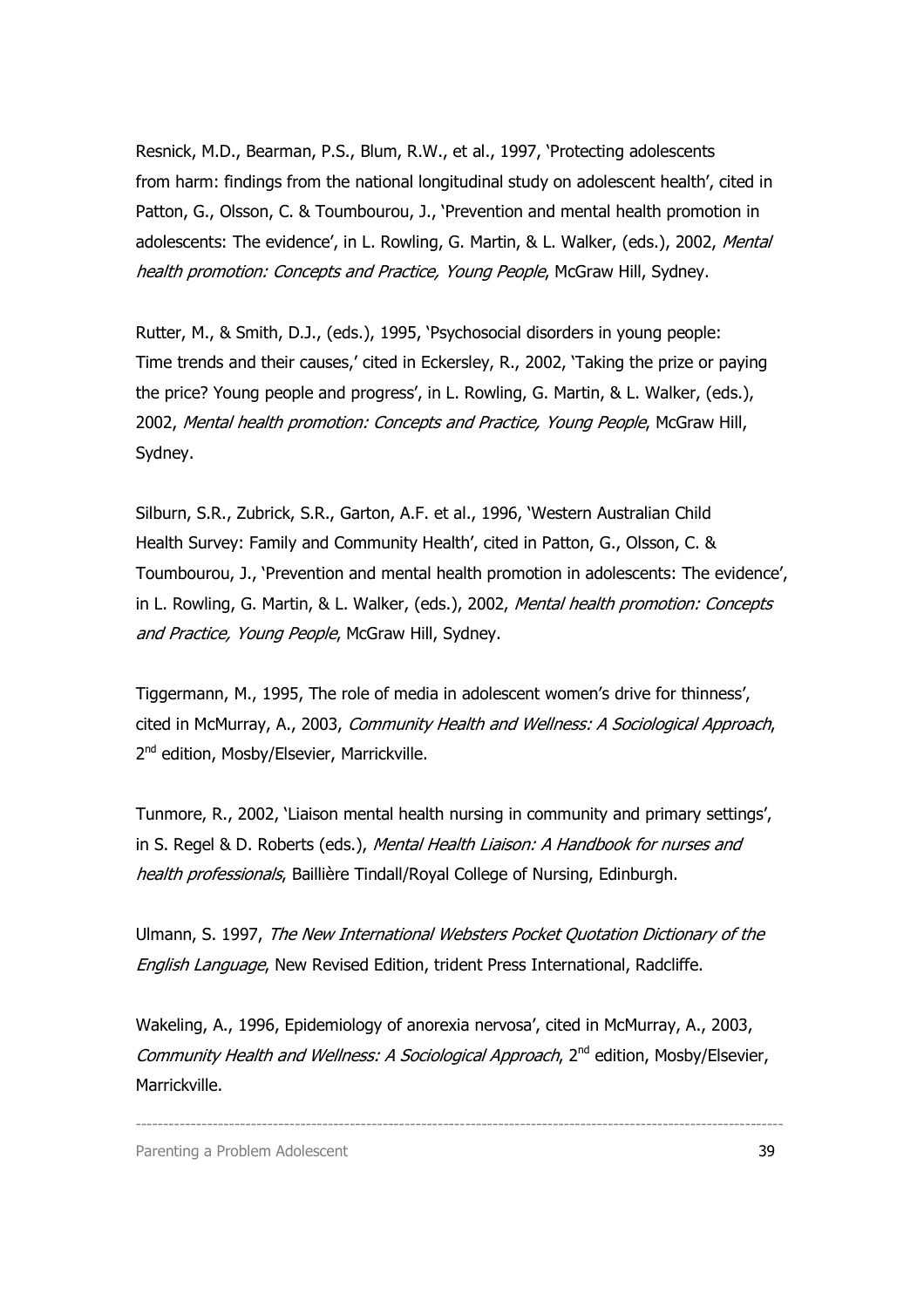Resnick, M.D., Bearman, P.S., Blum, R.W., et al., 1997, 'Protecting adolescents from harm: findings from the national longitudinal study on adolescent health', cited in Patton, G., Olsson, C. & Toumbourou, J., 'Prevention and mental health promotion in adolescents: The evidence', in L. Rowling, G. Martin, & L. Walker, (eds.), 2002, *Mental health promotion: Concepts and Practice, Young People*, McGraw Hill, Sydney.

Rutter, M., & Smith, D.J., (eds.), 1995, 'Psychosocial disorders in young people: Time trends and their causes,' cited in Eckersley, R., 2002, 'Taking the prize or paying the price? Young people and progress', in L. Rowling, G. Martin, & L. Walker, (eds.), 2002, *Mental health promotion: Concepts and Practice, Young People*, McGraw Hill, Sydney.

Silburn, S.R., Zubrick, S.R., Garton, A.F. et al., 1996, 'Western Australian Child Health Survey: Family and Community Health', cited in Patton, G., Olsson, C. & Toumbourou, J., 'Prevention and mental health promotion in adolescents: The evidence', in L. Rowling, G. Martin, & L. Walker, (eds.), 2002, *Mental health promotion: Concepts and Practice, Young People*, McGraw Hill, Sydney.

Tiggermann, M., 1995, The role of media in adolescent women's drive for thinness', cited in McMurray, A., 2003, *Community Health and Wellness: A Sociological Approach*, 2nd edition, Mosby/Elsevier, Marrickville.

Tunmore, R., 2002, 'Liaison mental health nursing in community and primary settings', in S. Regel & D. Roberts (eds.), *Mental Health Liaison: A Handbook for nurses and health professionals*, Baillière Tindall/Royal College of Nursing, Edinburgh.

Ulmann, S. 1997, *The New International Websters Pocket Quotation Dictionary of the English Language*, New Revised Edition, trident Press International, Radcliffe.

Wakeling, A., 1996, Epidemiology of anorexia nervosa', cited in McMurray, A., 2003, *Community Health and Wellness: A Sociological Approach*, 2nd edition, Mosby/Elsevier, Marrickville.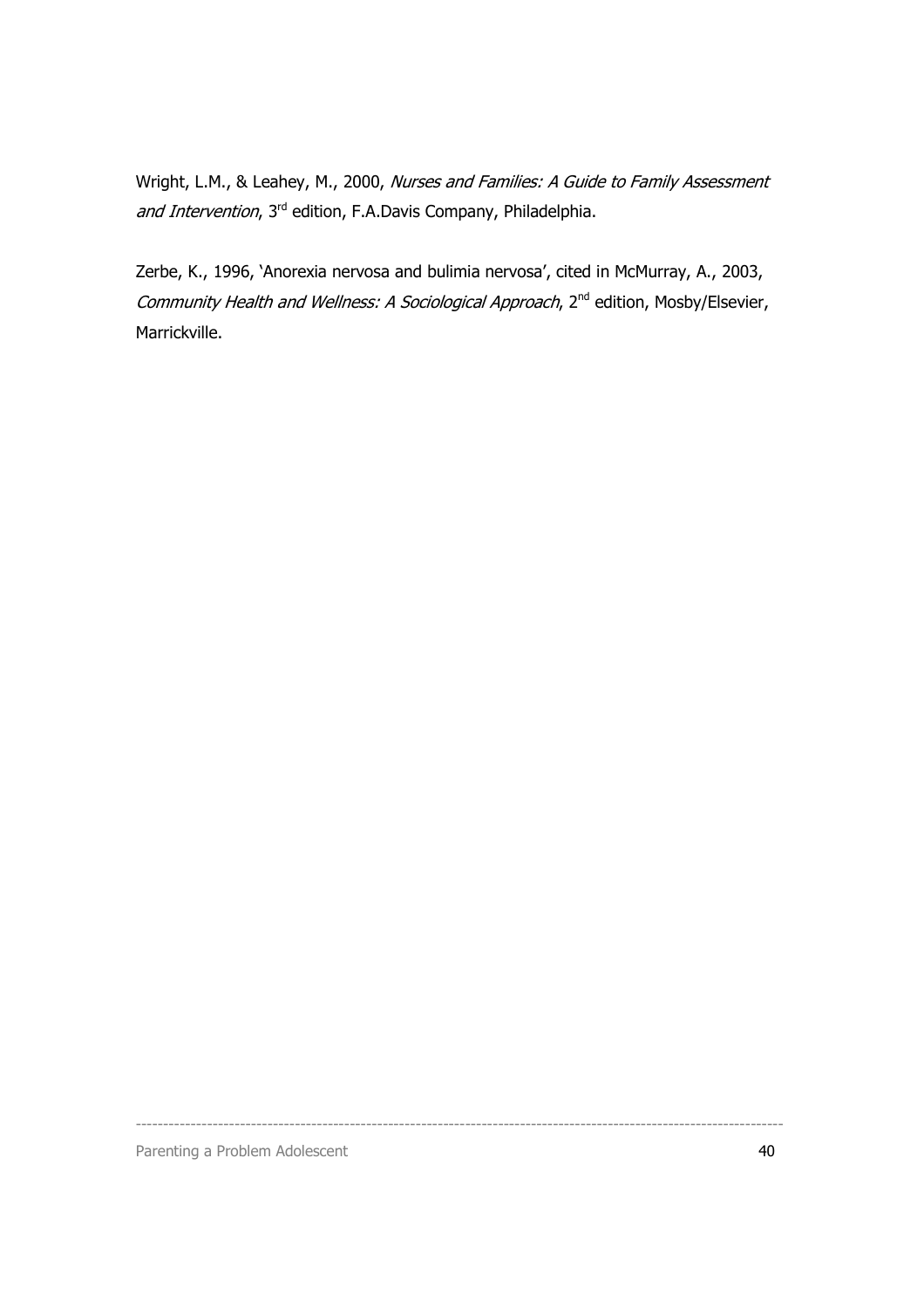Wright, L.M., & Leahey, M., 2000, *Nurses and Families: A Guide to Family Assessment and Intervention*, 3rd edition, F.A.Davis Company, Philadelphia.

Zerbe, K., 1996, 'Anorexia nervosa and bulimia nervosa', cited in McMurray, A., 2003, *Community Health and Wellness: A Sociological Approach*, 2nd edition, Mosby/Elsevier, Marrickville.